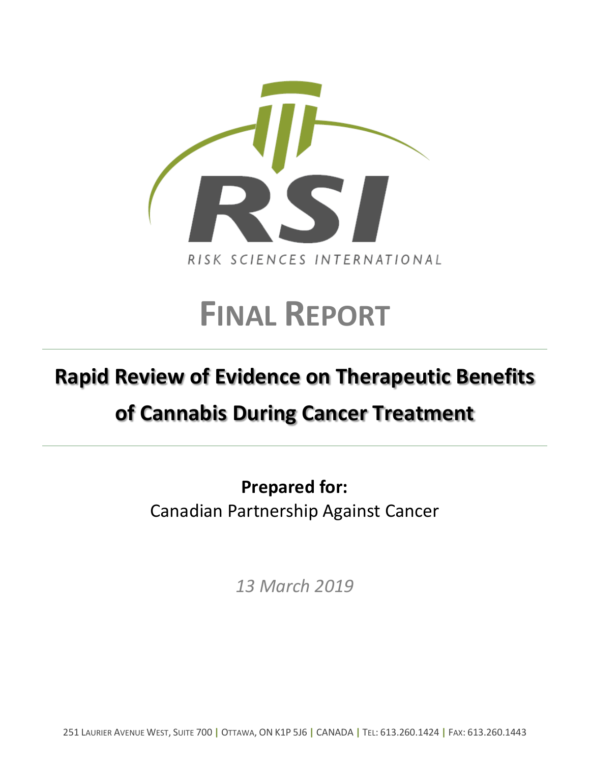RSI

RISK SCIENCES INTERNATIONAL

# FINAL REPORT

## Rapid Review of Evidence on Therapeutic Benefits of Cannabis During Cancer Treatment

**Prepared for:**
Canadian Partnership Against Cancer

*13 March 2019*

251 LAURIER AVENUE WEST, SUITE 700 | OTTAWA, ON K1P 5J6 | CANADA | TEL: 613.260.1424 | FAX: 613.260.1443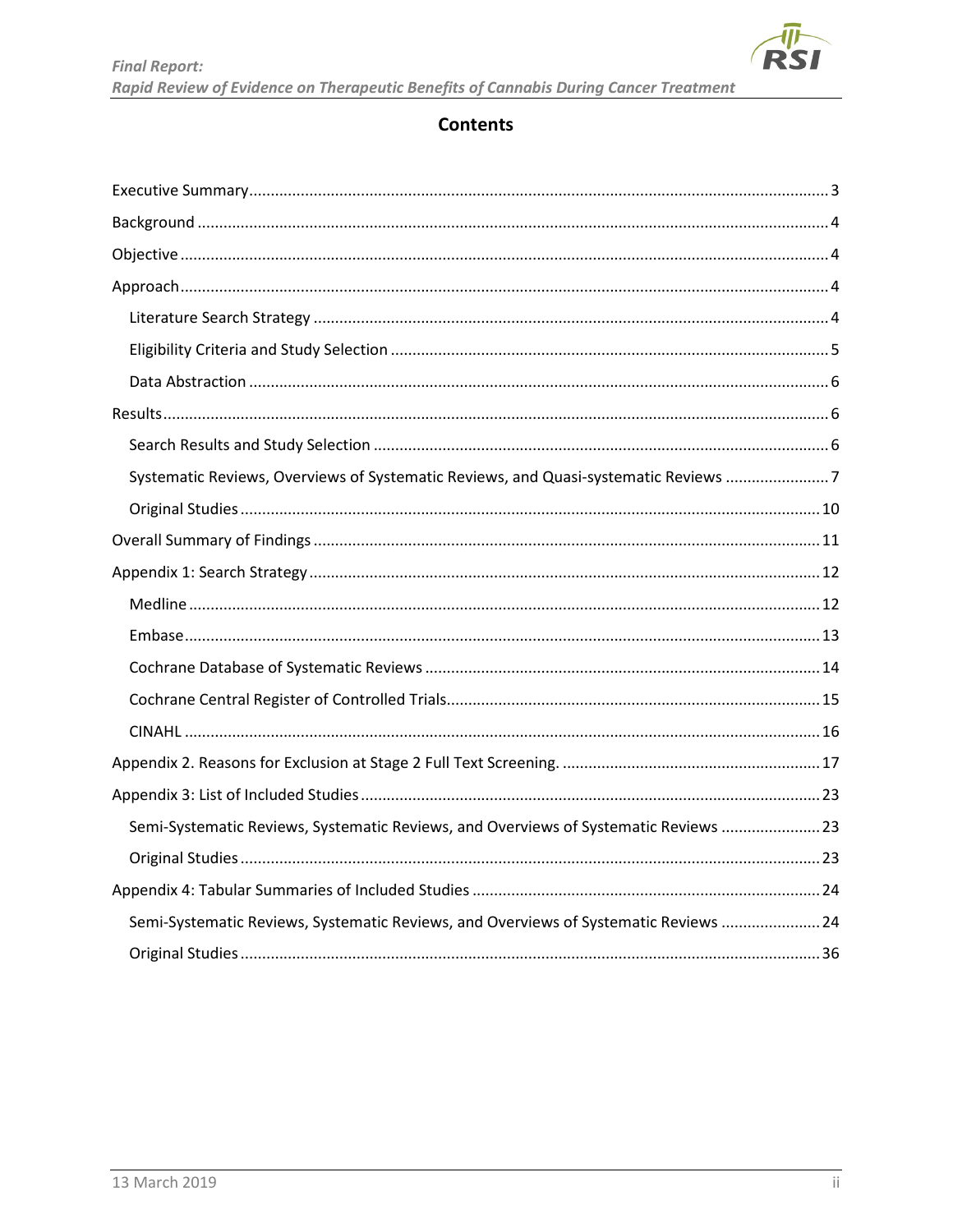## Contents

- Executive Summary ... 3
- Background ... 4
- Objective ... 4
- Approach ... 4
  - Literature Search Strategy ... 4
  - Eligibility Criteria and Study Selection ... 5
  - Data Abstraction ... 6
- Results ... 6
  - Search Results and Study Selection ... 6
  - Systematic Reviews, Overviews of Systematic Reviews, and Quasi-systematic Reviews ... 7
  - Original Studies ... 10
- Overall Summary of Findings ... 11
- Appendix 1: Search Strategy ... 12
  - Medline ... 12
  - Embase ... 13
  - Cochrane Database of Systematic Reviews ... 14
  - Cochrane Central Register of Controlled Trials ... 15
  - CINAHL ... 16
- Appendix 2. Reasons for Exclusion at Stage 2 Full Text Screening. ... 17
- Appendix 3: List of Included Studies ... 23
  - Semi-Systematic Reviews, Systematic Reviews, and Overviews of Systematic Reviews ... 23
  - Original Studies ... 23
- Appendix 4: Tabular Summaries of Included Studies ... 24
  - Semi-Systematic Reviews, Systematic Reviews, and Overviews of Systematic Reviews ... 24
  - Original Studies ... 36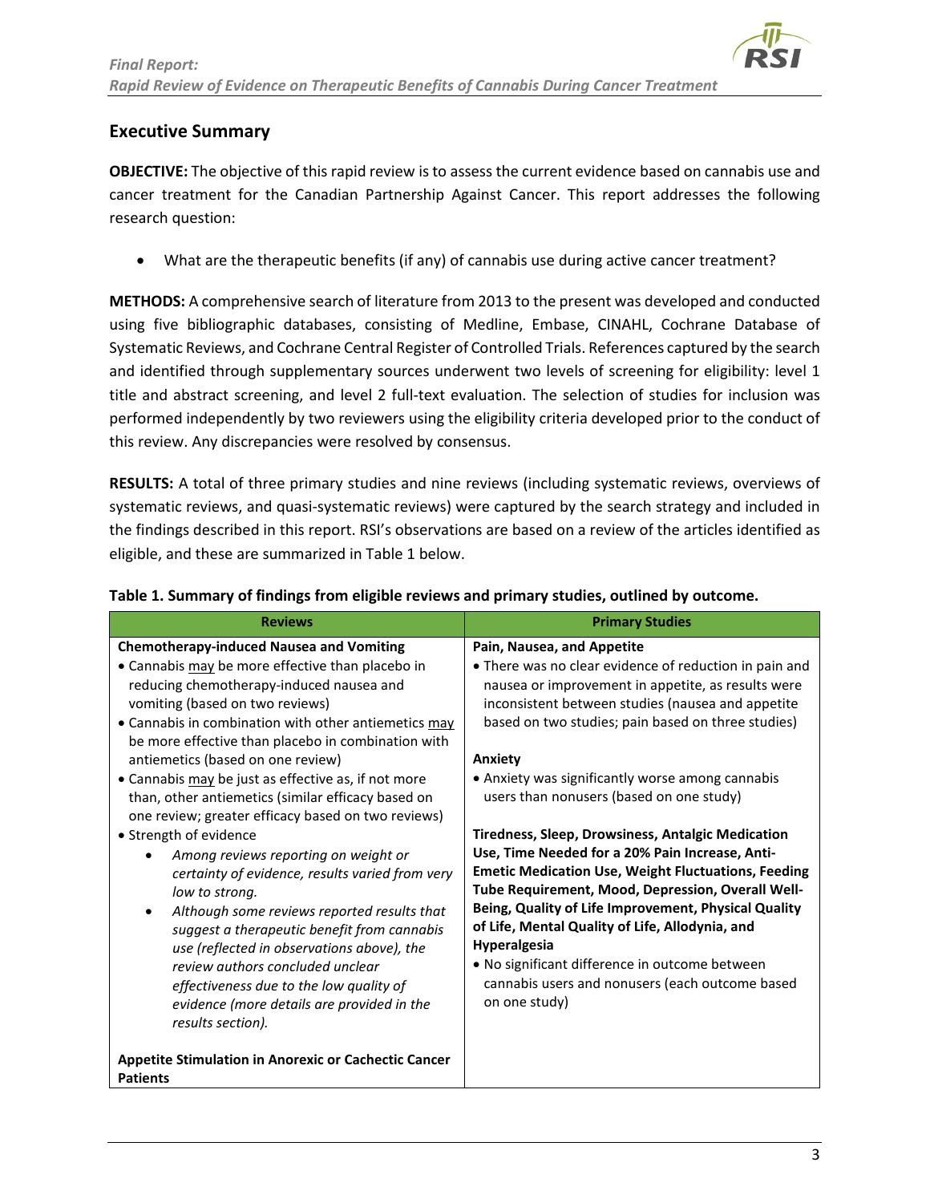## Executive Summary

**OBJECTIVE:** The objective of this rapid review is to assess the current evidence based on cannabis use and cancer treatment for the Canadian Partnership Against Cancer. This report addresses the following research question:

- What are the therapeutic benefits (if any) of cannabis use during active cancer treatment?

**METHODS:** A comprehensive search of literature from 2013 to the present was developed and conducted using five bibliographic databases, consisting of Medline, Embase, CINAHL, Cochrane Database of Systematic Reviews, and Cochrane Central Register of Controlled Trials. References captured by the search and identified through supplementary sources underwent two levels of screening for eligibility: level 1 title and abstract screening, and level 2 full-text evaluation. The selection of studies for inclusion was performed independently by two reviewers using the eligibility criteria developed prior to the conduct of this review. Any discrepancies were resolved by consensus.

**RESULTS:** A total of three primary studies and nine reviews (including systematic reviews, overviews of systematic reviews, and quasi-systematic reviews) were captured by the search strategy and included in the findings described in this report. RSI's observations are based on a review of the articles identified as eligible, and these are summarized in Table 1 below.

**Table 1. Summary of findings from eligible reviews and primary studies, outlined by outcome.**

| Reviews | Primary Studies |
|---|---|
| **Chemotherapy-induced Nausea and Vomiting**<br>• Cannabis may be more effective than placebo in reducing chemotherapy-induced nausea and vomiting (based on two reviews)<br>• Cannabis in combination with other antiemetics may be more effective than placebo in combination with antiemetics (based on one review)<br>• Cannabis may be just as effective as, if not more than, other antiemetics (similar efficacy based on one review; greater efficacy based on two reviews)<br>• Strength of evidence<br>&nbsp;&nbsp;◦ *Among reviews reporting on weight or certainty of evidence, results varied from very low to strong.*<br>&nbsp;&nbsp;◦ *Although some reviews reported results that suggest a therapeutic benefit from cannabis use (reflected in observations above), the review authors concluded unclear effectiveness due to the low quality of evidence (more details are provided in the results section).*<br><br>**Appetite Stimulation in Anorexic or Cachectic Cancer Patients** | **Pain, Nausea, and Appetite**<br>• There was no clear evidence of reduction in pain and nausea or improvement in appetite, as results were inconsistent between studies (nausea and appetite based on two studies; pain based on three studies)<br><br>**Anxiety**<br>• Anxiety was significantly worse among cannabis users than nonusers (based on one study)<br><br>**Tiredness, Sleep, Drowsiness, Antalgic Medication Use, Time Needed for a 20% Pain Increase, Anti-Emetic Medication Use, Weight Fluctuations, Feeding Tube Requirement, Mood, Depression, Overall Well-Being, Quality of Life Improvement, Physical Quality of Life, Mental Quality of Life, Allodynia, and Hyperalgesia**<br>• No significant difference in outcome between cannabis users and nonusers (each outcome based on one study) |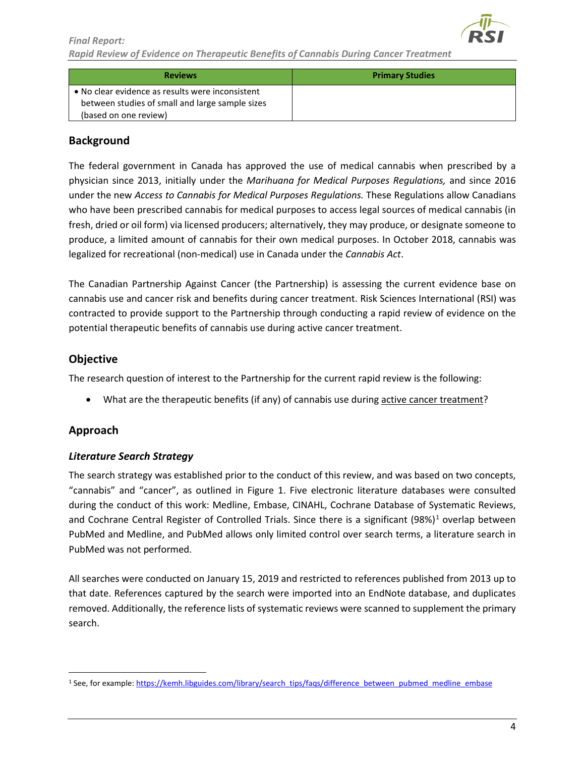| Reviews | Primary Studies |
| --- | --- |
| • No clear evidence as results were inconsistent between studies of small and large sample sizes (based on one review) | |

## Background

The federal government in Canada has approved the use of medical cannabis when prescribed by a physician since 2013, initially under the *Marihuana for Medical Purposes Regulations,* and since 2016 under the new *Access to Cannabis for Medical Purposes Regulations.* These Regulations allow Canadians who have been prescribed cannabis for medical purposes to access legal sources of medical cannabis (in fresh, dried or oil form) via licensed producers; alternatively, they may produce, or designate someone to produce, a limited amount of cannabis for their own medical purposes. In October 2018, cannabis was legalized for recreational (non-medical) use in Canada under the *Cannabis Act*.

The Canadian Partnership Against Cancer (the Partnership) is assessing the current evidence base on cannabis use and cancer risk and benefits during cancer treatment. Risk Sciences International (RSI) was contracted to provide support to the Partnership through conducting a rapid review of evidence on the potential therapeutic benefits of cannabis use during active cancer treatment.

## Objective

The research question of interest to the Partnership for the current rapid review is the following:

- What are the therapeutic benefits (if any) of cannabis use during <u>active cancer treatment</u>?

## Approach

### Literature Search Strategy

The search strategy was established prior to the conduct of this review, and was based on two concepts, "cannabis" and "cancer", as outlined in Figure 1. Five electronic literature databases were consulted during the conduct of this work: Medline, Embase, CINAHL, Cochrane Database of Systematic Reviews, and Cochrane Central Register of Controlled Trials. Since there is a significant (98%)[1] overlap between PubMed and Medline, and PubMed allows only limited control over search terms, a literature search in PubMed was not performed.

All searches were conducted on January 15, 2019 and restricted to references published from 2013 up to that date. References captured by the search were imported into an EndNote database, and duplicates removed. Additionally, the reference lists of systematic reviews were scanned to supplement the primary search.

[1] See, for example: https://kemh.libguides.com/library/search_tips/faqs/difference_between_pubmed_medline_embase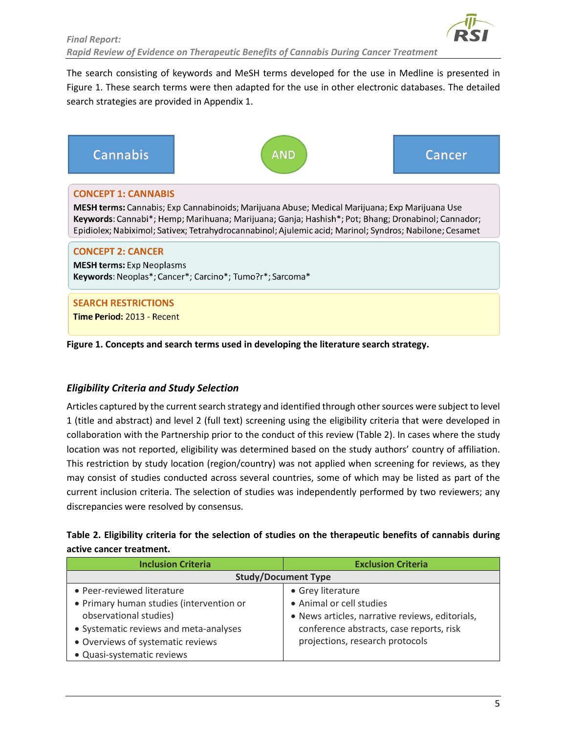The search consisting of keywords and MeSH terms developed for the use in Medline is presented in Figure 1. These search terms were then adapted for the use in other electronic databases. The detailed search strategies are provided in Appendix 1.

**Cannabis** AND **Cancer**

**CONCEPT 1: CANNABIS**

**MESH terms:** Cannabis; Exp Cannabinoids; Marijuana Abuse; Medical Marijuana; Exp Marijuana Use
**Keywords**: Cannabi*; Hemp; Marihuana; Marijuana; Ganja; Hashish*; Pot; Bhang; Dronabinol; Cannador; Epidiolex; Nabiximol; Sativex; Tetrahydrocannabinol; Ajulemic acid; Marinol; Syndros; Nabilone; Cesamet

**CONCEPT 2: CANCER**

**MESH terms:** Exp Neoplasms
**Keywords**: Neoplas*; Cancer*; Carcino*; Tumo?r*; Sarcoma*

**SEARCH RESTRICTIONS**

**Time Period:** 2013 - Recent

**Figure 1. Concepts and search terms used in developing the literature search strategy.**

### *Eligibility Criteria and Study Selection*

Articles captured by the current search strategy and identified through other sources were subject to level 1 (title and abstract) and level 2 (full text) screening using the eligibility criteria that were developed in collaboration with the Partnership prior to the conduct of this review (Table 2). In cases where the study location was not reported, eligibility was determined based on the study authors' country of affiliation. This restriction by study location (region/country) was not applied when screening for reviews, as they may consist of studies conducted across several countries, some of which may be listed as part of the current inclusion criteria. The selection of studies was independently performed by two reviewers; any discrepancies were resolved by consensus.

**Table 2. Eligibility criteria for the selection of studies on the therapeutic benefits of cannabis during active cancer treatment.**

| Inclusion Criteria | Exclusion Criteria |
|---|---|
| **Study/Document Type** | |
| • Peer-reviewed literature<br>• Primary human studies (intervention or observational studies)<br>• Systematic reviews and meta-analyses<br>• Overviews of systematic reviews<br>• Quasi-systematic reviews | • Grey literature<br>• Animal or cell studies<br>• News articles, narrative reviews, editorials, conference abstracts, case reports, risk projections, research protocols |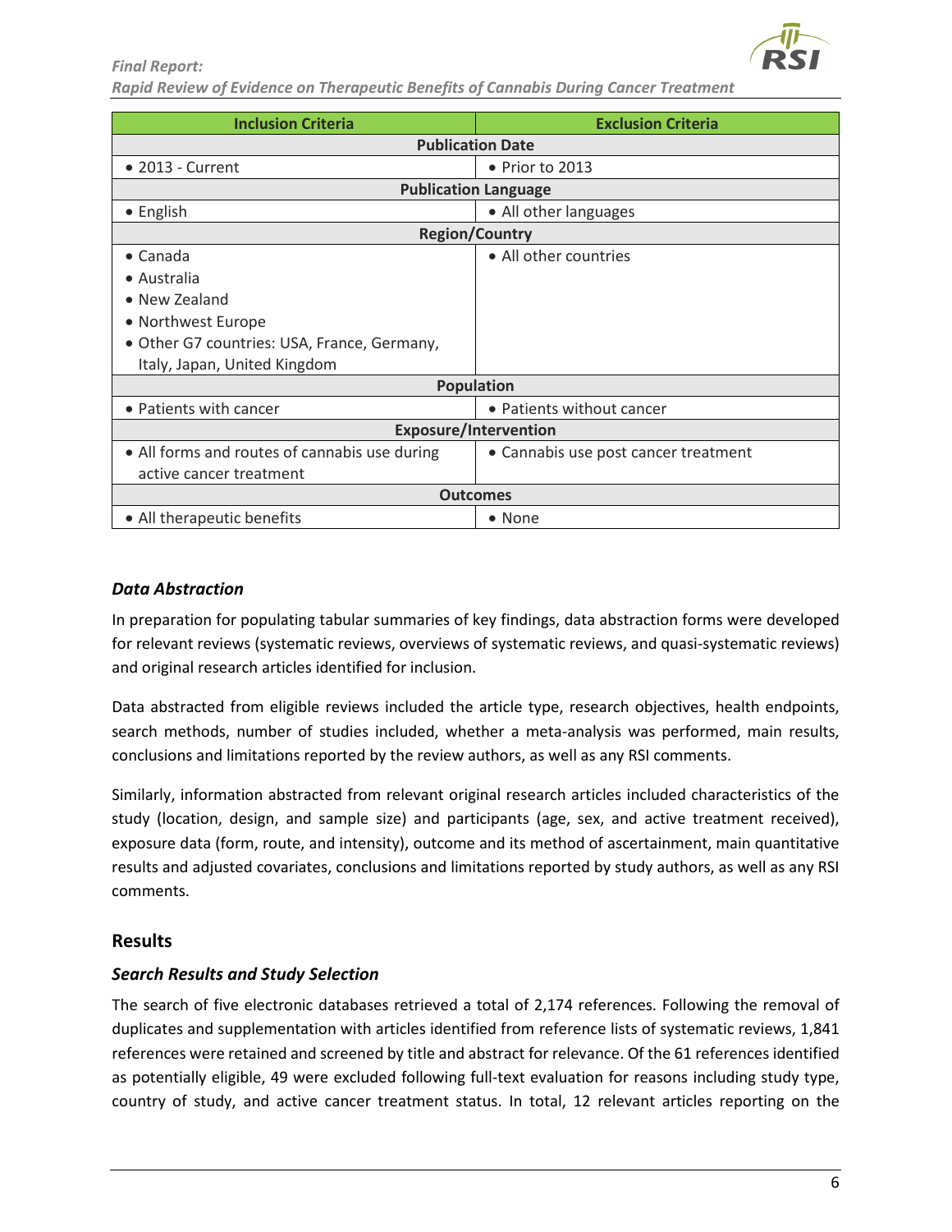| Inclusion Criteria | Exclusion Criteria |
|---|---|
| **Publication Date** | |
| • 2013 - Current | • Prior to 2013 |
| **Publication Language** | |
| • English | • All other languages |
| **Region/Country** | |
| • Canada<br>• Australia<br>• New Zealand<br>• Northwest Europe<br>• Other G7 countries: USA, France, Germany, Italy, Japan, United Kingdom | • All other countries |
| **Population** | |
| • Patients with cancer | • Patients without cancer |
| **Exposure/Intervention** | |
| • All forms and routes of cannabis use during active cancer treatment | • Cannabis use post cancer treatment |
| **Outcomes** | |
| • All therapeutic benefits | • None |

### *Data Abstraction*

In preparation for populating tabular summaries of key findings, data abstraction forms were developed for relevant reviews (systematic reviews, overviews of systematic reviews, and quasi-systematic reviews) and original research articles identified for inclusion.

Data abstracted from eligible reviews included the article type, research objectives, health endpoints, search methods, number of studies included, whether a meta-analysis was performed, main results, conclusions and limitations reported by the review authors, as well as any RSI comments.

Similarly, information abstracted from relevant original research articles included characteristics of the study (location, design, and sample size) and participants (age, sex, and active treatment received), exposure data (form, route, and intensity), outcome and its method of ascertainment, main quantitative results and adjusted covariates, conclusions and limitations reported by study authors, as well as any RSI comments.

## Results

### *Search Results and Study Selection*

The search of five electronic databases retrieved a total of 2,174 references. Following the removal of duplicates and supplementation with articles identified from reference lists of systematic reviews, 1,841 references were retained and screened by title and abstract for relevance. Of the 61 references identified as potentially eligible, 49 were excluded following full-text evaluation for reasons including study type, country of study, and active cancer treatment status. In total, 12 relevant articles reporting on the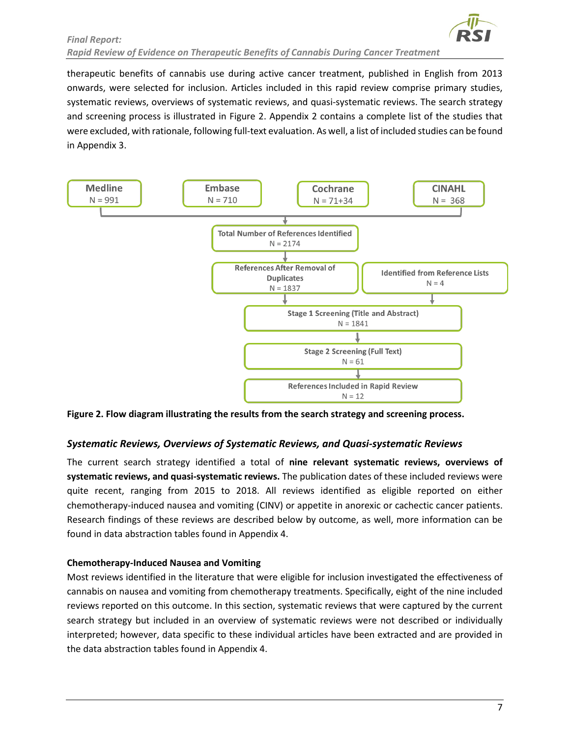therapeutic benefits of cannabis use during active cancer treatment, published in English from 2013 onwards, were selected for inclusion. Articles included in this rapid review comprise primary studies, systematic reviews, overviews of systematic reviews, and quasi-systematic reviews. The search strategy and screening process is illustrated in Figure 2. Appendix 2 contains a complete list of the studies that were excluded, with rationale, following full-text evaluation. As well, a list of included studies can be found in Appendix 3.

- Medline N = 991
- Embase N = 710
- Cochrane N = 71+34
- CINAHL N = 368

↓

Total Number of References Identified N = 2174

↓

References After Removal of Duplicates N = 1837 | Identified from Reference Lists N = 4

↓

Stage 1 Screening (Title and Abstract) N = 1841

↓

Stage 2 Screening (Full Text) N = 61

↓

References Included in Rapid Review N = 12

**Figure 2. Flow diagram illustrating the results from the search strategy and screening process.**

### *Systematic Reviews, Overviews of Systematic Reviews, and Quasi-systematic Reviews*

The current search strategy identified a total of **nine relevant systematic reviews, overviews of systematic reviews, and quasi-systematic reviews.** The publication dates of these included reviews were quite recent, ranging from 2015 to 2018. All reviews identified as eligible reported on either chemotherapy-induced nausea and vomiting (CINV) or appetite in anorexic or cachectic cancer patients. Research findings of these reviews are described below by outcome, as well, more information can be found in data abstraction tables found in Appendix 4.

#### Chemotherapy-Induced Nausea and Vomiting

Most reviews identified in the literature that were eligible for inclusion investigated the effectiveness of cannabis on nausea and vomiting from chemotherapy treatments. Specifically, eight of the nine included reviews reported on this outcome. In this section, systematic reviews that were captured by the current search strategy but included in an overview of systematic reviews were not described or individually interpreted; however, data specific to these individual articles have been extracted and are provided in the data abstraction tables found in Appendix 4.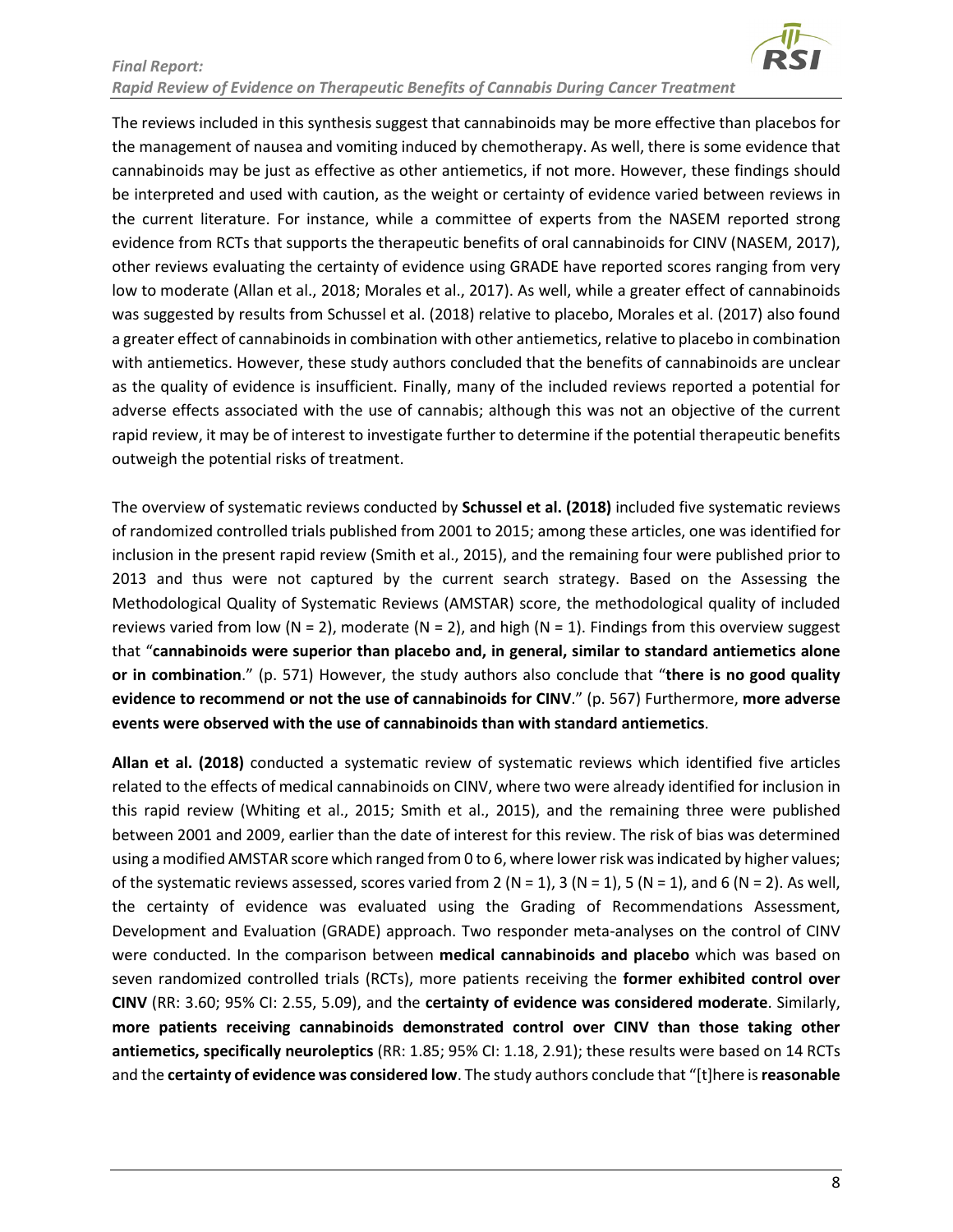The reviews included in this synthesis suggest that cannabinoids may be more effective than placebos for the management of nausea and vomiting induced by chemotherapy. As well, there is some evidence that cannabinoids may be just as effective as other antiemetics, if not more. However, these findings should be interpreted and used with caution, as the weight or certainty of evidence varied between reviews in the current literature. For instance, while a committee of experts from the NASEM reported strong evidence from RCTs that supports the therapeutic benefits of oral cannabinoids for CINV (NASEM, 2017), other reviews evaluating the certainty of evidence using GRADE have reported scores ranging from very low to moderate (Allan et al., 2018; Morales et al., 2017). As well, while a greater effect of cannabinoids was suggested by results from Schussel et al. (2018) relative to placebo, Morales et al. (2017) also found a greater effect of cannabinoids in combination with other antiemetics, relative to placebo in combination with antiemetics. However, these study authors concluded that the benefits of cannabinoids are unclear as the quality of evidence is insufficient. Finally, many of the included reviews reported a potential for adverse effects associated with the use of cannabis; although this was not an objective of the current rapid review, it may be of interest to investigate further to determine if the potential therapeutic benefits outweigh the potential risks of treatment.

The overview of systematic reviews conducted by **Schussel et al. (2018)** included five systematic reviews of randomized controlled trials published from 2001 to 2015; among these articles, one was identified for inclusion in the present rapid review (Smith et al., 2015), and the remaining four were published prior to 2013 and thus were not captured by the current search strategy. Based on the Assessing the Methodological Quality of Systematic Reviews (AMSTAR) score, the methodological quality of included reviews varied from low (N = 2), moderate (N = 2), and high (N = 1). Findings from this overview suggest that "**cannabinoids were superior than placebo and, in general, similar to standard antiemetics alone or in combination**." (p. 571) However, the study authors also conclude that "**there is no good quality evidence to recommend or not the use of cannabinoids for CINV**." (p. 567) Furthermore, **more adverse events were observed with the use of cannabinoids than with standard antiemetics**.

**Allan et al. (2018)** conducted a systematic review of systematic reviews which identified five articles related to the effects of medical cannabinoids on CINV, where two were already identified for inclusion in this rapid review (Whiting et al., 2015; Smith et al., 2015), and the remaining three were published between 2001 and 2009, earlier than the date of interest for this review. The risk of bias was determined using a modified AMSTAR score which ranged from 0 to 6, where lower risk was indicated by higher values; of the systematic reviews assessed, scores varied from 2 (N = 1), 3 (N = 1), 5 (N = 1), and 6 (N = 2). As well, the certainty of evidence was evaluated using the Grading of Recommendations Assessment, Development and Evaluation (GRADE) approach. Two responder meta-analyses on the control of CINV were conducted. In the comparison between **medical cannabinoids and placebo** which was based on seven randomized controlled trials (RCTs), more patients receiving the **former exhibited control over CINV** (RR: 3.60; 95% CI: 2.55, 5.09), and the **certainty of evidence was considered moderate**. Similarly, **more patients receiving cannabinoids demonstrated control over CINV than those taking other antiemetics, specifically neuroleptics** (RR: 1.85; 95% CI: 1.18, 2.91); these results were based on 14 RCTs and the **certainty of evidence was considered low**. The study authors conclude that "[t]here is **reasonable**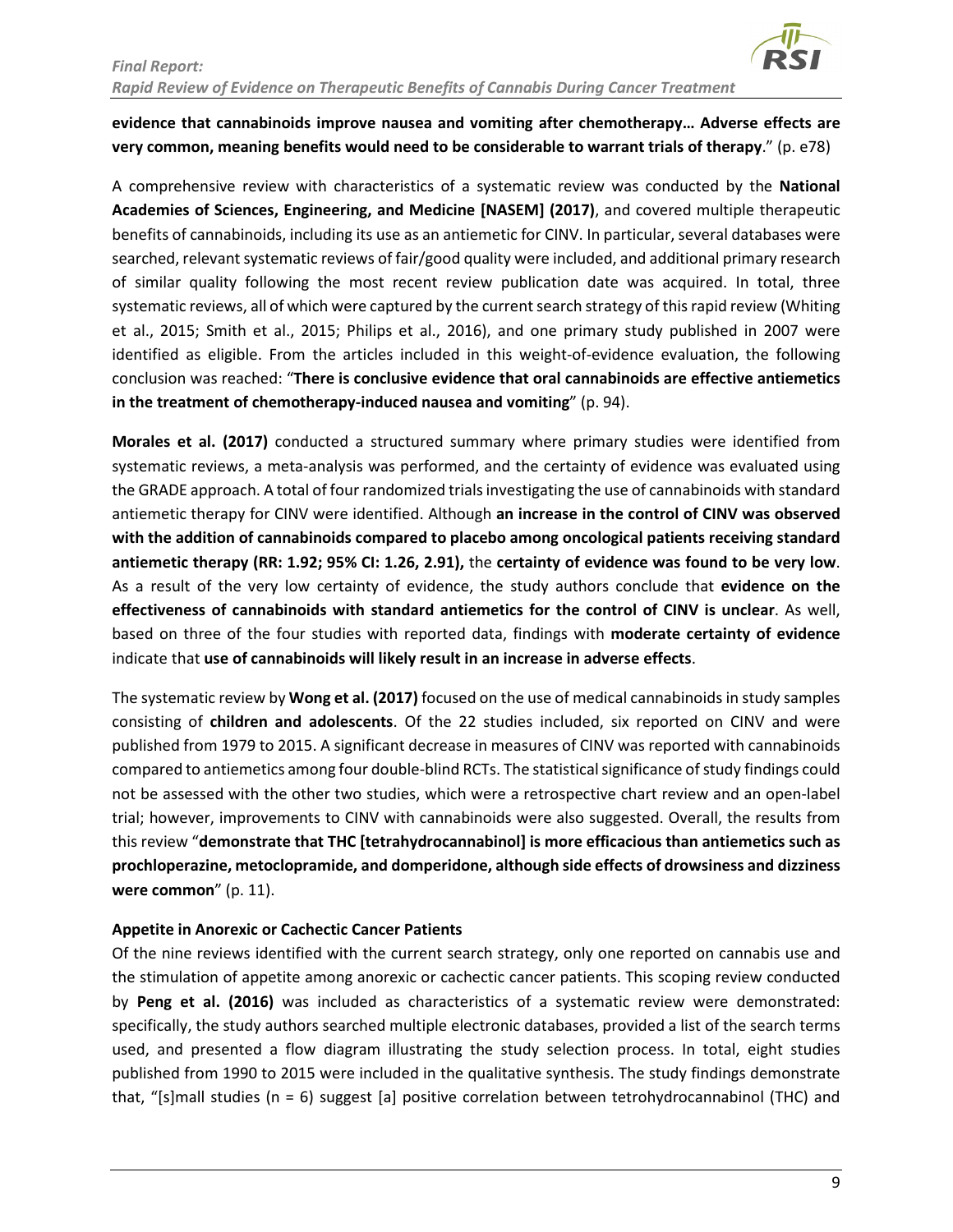**evidence that cannabinoids improve nausea and vomiting after chemotherapy… Adverse effects are very common, meaning benefits would need to be considerable to warrant trials of therapy**." (p. e78)

A comprehensive review with characteristics of a systematic review was conducted by the **National Academies of Sciences, Engineering, and Medicine [NASEM] (2017)**, and covered multiple therapeutic benefits of cannabinoids, including its use as an antiemetic for CINV. In particular, several databases were searched, relevant systematic reviews of fair/good quality were included, and additional primary research of similar quality following the most recent review publication date was acquired. In total, three systematic reviews, all of which were captured by the current search strategy of this rapid review (Whiting et al., 2015; Smith et al., 2015; Philips et al., 2016), and one primary study published in 2007 were identified as eligible. From the articles included in this weight-of-evidence evaluation, the following conclusion was reached: "**There is conclusive evidence that oral cannabinoids are effective antiemetics in the treatment of chemotherapy-induced nausea and vomiting**" (p. 94).

**Morales et al. (2017)** conducted a structured summary where primary studies were identified from systematic reviews, a meta-analysis was performed, and the certainty of evidence was evaluated using the GRADE approach. A total of four randomized trials investigating the use of cannabinoids with standard antiemetic therapy for CINV were identified. Although **an increase in the control of CINV was observed with the addition of cannabinoids compared to placebo among oncological patients receiving standard antiemetic therapy (RR: 1.92; 95% CI: 1.26, 2.91),** the **certainty of evidence was found to be very low**. As a result of the very low certainty of evidence, the study authors conclude that **evidence on the effectiveness of cannabinoids with standard antiemetics for the control of CINV is unclear**. As well, based on three of the four studies with reported data, findings with **moderate certainty of evidence** indicate that **use of cannabinoids will likely result in an increase in adverse effects**.

The systematic review by **Wong et al. (2017)** focused on the use of medical cannabinoids in study samples consisting of **children and adolescents**. Of the 22 studies included, six reported on CINV and were published from 1979 to 2015. A significant decrease in measures of CINV was reported with cannabinoids compared to antiemetics among four double-blind RCTs. The statistical significance of study findings could not be assessed with the other two studies, which were a retrospective chart review and an open-label trial; however, improvements to CINV with cannabinoids were also suggested. Overall, the results from this review "**demonstrate that THC [tetrahydrocannabinol] is more efficacious than antiemetics such as prochloperazine, metoclopramide, and domperidone, although side effects of drowsiness and dizziness were common**" (p. 11).

**Appetite in Anorexic or Cachectic Cancer Patients**

Of the nine reviews identified with the current search strategy, only one reported on cannabis use and the stimulation of appetite among anorexic or cachectic cancer patients. This scoping review conducted by **Peng et al. (2016)** was included as characteristics of a systematic review were demonstrated: specifically, the study authors searched multiple electronic databases, provided a list of the search terms used, and presented a flow diagram illustrating the study selection process. In total, eight studies published from 1990 to 2015 were included in the qualitative synthesis. The study findings demonstrate that, "[s]mall studies (n = 6) suggest [a] positive correlation between tetrohydrocannabinol (THC) and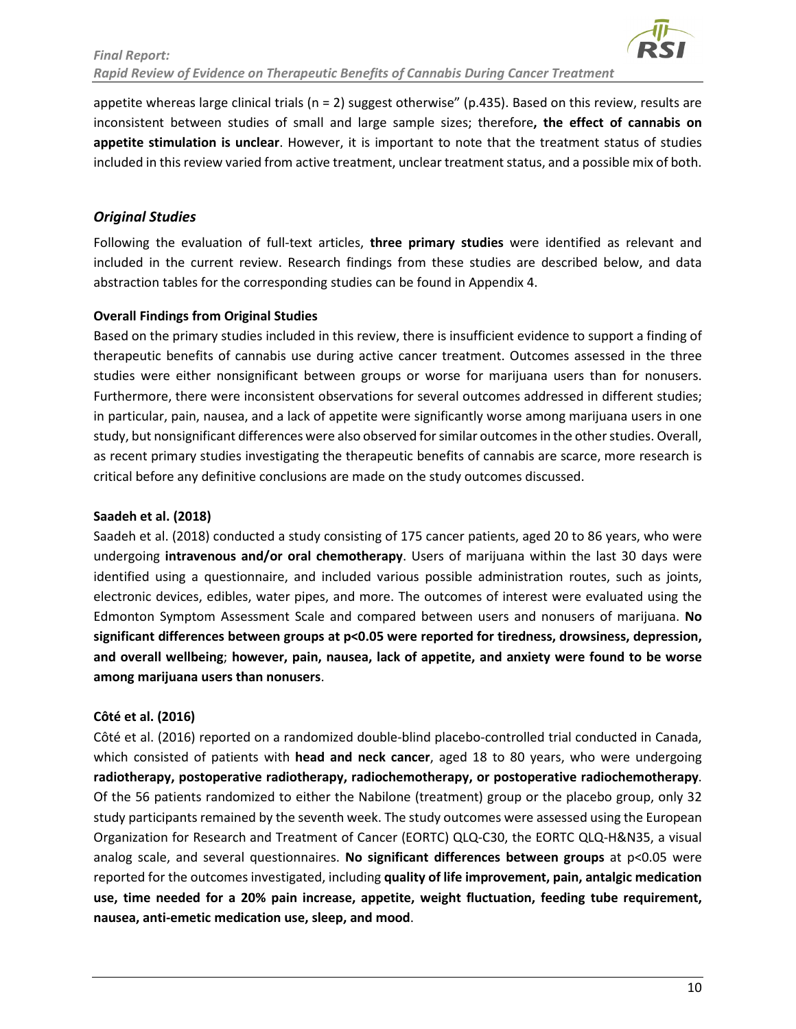appetite whereas large clinical trials (n = 2) suggest otherwise" (p.435). Based on this review, results are inconsistent between studies of small and large sample sizes; therefore**, the effect of cannabis on appetite stimulation is unclear**. However, it is important to note that the treatment status of studies included in this review varied from active treatment, unclear treatment status, and a possible mix of both.

### *Original Studies*

Following the evaluation of full-text articles, **three primary studies** were identified as relevant and included in the current review. Research findings from these studies are described below, and data abstraction tables for the corresponding studies can be found in Appendix 4.

#### Overall Findings from Original Studies

Based on the primary studies included in this review, there is insufficient evidence to support a finding of therapeutic benefits of cannabis use during active cancer treatment. Outcomes assessed in the three studies were either nonsignificant between groups or worse for marijuana users than for nonusers. Furthermore, there were inconsistent observations for several outcomes addressed in different studies; in particular, pain, nausea, and a lack of appetite were significantly worse among marijuana users in one study, but nonsignificant differences were also observed for similar outcomes in the other studies. Overall, as recent primary studies investigating the therapeutic benefits of cannabis are scarce, more research is critical before any definitive conclusions are made on the study outcomes discussed.

#### Saadeh et al. (2018)

Saadeh et al. (2018) conducted a study consisting of 175 cancer patients, aged 20 to 86 years, who were undergoing **intravenous and/or oral chemotherapy**. Users of marijuana within the last 30 days were identified using a questionnaire, and included various possible administration routes, such as joints, electronic devices, edibles, water pipes, and more. The outcomes of interest were evaluated using the Edmonton Symptom Assessment Scale and compared between users and nonusers of marijuana. **No significant differences between groups at $p<0.05$ were reported for tiredness, drowsiness, depression, and overall wellbeing**; **however, pain, nausea, lack of appetite, and anxiety were found to be worse among marijuana users than nonusers**.

#### Côté et al. (2016)

Côté et al. (2016) reported on a randomized double-blind placebo-controlled trial conducted in Canada, which consisted of patients with **head and neck cancer**, aged 18 to 80 years, who were undergoing **radiotherapy, postoperative radiotherapy, radiochemotherapy, or postoperative radiochemotherapy**. Of the 56 patients randomized to either the Nabilone (treatment) group or the placebo group, only 32 study participants remained by the seventh week. The study outcomes were assessed using the European Organization for Research and Treatment of Cancer (EORTC) QLQ-C30, the EORTC QLQ-H&N35, a visual analog scale, and several questionnaires. **No significant differences between groups** at $p<0.05$ were reported for the outcomes investigated, including **quality of life improvement, pain, antalgic medication use, time needed for a 20% pain increase, appetite, weight fluctuation, feeding tube requirement, nausea, anti-emetic medication use, sleep, and mood**.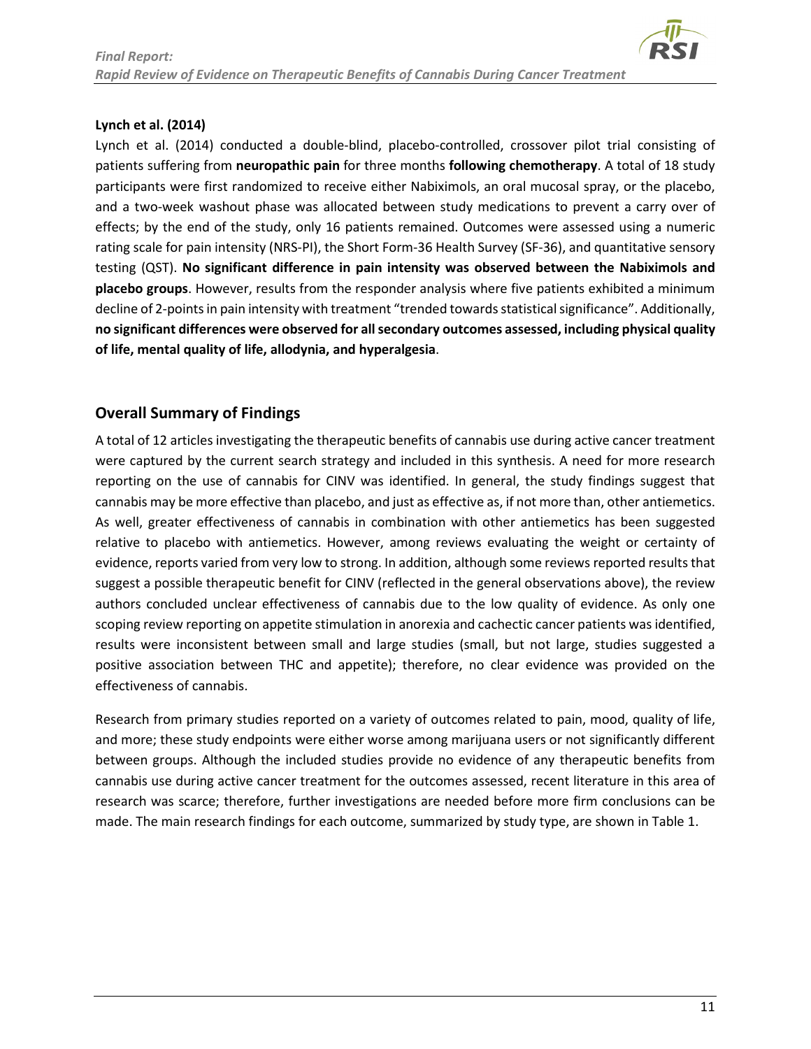**Lynch et al. (2014)**

Lynch et al. (2014) conducted a double-blind, placebo-controlled, crossover pilot trial consisting of patients suffering from **neuropathic pain** for three months **following chemotherapy**. A total of 18 study participants were first randomized to receive either Nabiximols, an oral mucosal spray, or the placebo, and a two-week washout phase was allocated between study medications to prevent a carry over of effects; by the end of the study, only 16 patients remained. Outcomes were assessed using a numeric rating scale for pain intensity (NRS-PI), the Short Form-36 Health Survey (SF-36), and quantitative sensory testing (QST). **No significant difference in pain intensity was observed between the Nabiximols and placebo groups**. However, results from the responder analysis where five patients exhibited a minimum decline of 2-points in pain intensity with treatment "trended towards statistical significance". Additionally, **no significant differences were observed for all secondary outcomes assessed, including physical quality of life, mental quality of life, allodynia, and hyperalgesia**.

## Overall Summary of Findings

A total of 12 articles investigating the therapeutic benefits of cannabis use during active cancer treatment were captured by the current search strategy and included in this synthesis. A need for more research reporting on the use of cannabis for CINV was identified. In general, the study findings suggest that cannabis may be more effective than placebo, and just as effective as, if not more than, other antiemetics. As well, greater effectiveness of cannabis in combination with other antiemetics has been suggested relative to placebo with antiemetics. However, among reviews evaluating the weight or certainty of evidence, reports varied from very low to strong. In addition, although some reviews reported results that suggest a possible therapeutic benefit for CINV (reflected in the general observations above), the review authors concluded unclear effectiveness of cannabis due to the low quality of evidence. As only one scoping review reporting on appetite stimulation in anorexia and cachectic cancer patients was identified, results were inconsistent between small and large studies (small, but not large, studies suggested a positive association between THC and appetite); therefore, no clear evidence was provided on the effectiveness of cannabis.

Research from primary studies reported on a variety of outcomes related to pain, mood, quality of life, and more; these study endpoints were either worse among marijuana users or not significantly different between groups. Although the included studies provide no evidence of any therapeutic benefits from cannabis use during active cancer treatment for the outcomes assessed, recent literature in this area of research was scarce; therefore, further investigations are needed before more firm conclusions can be made. The main research findings for each outcome, summarized by study type, are shown in Table 1.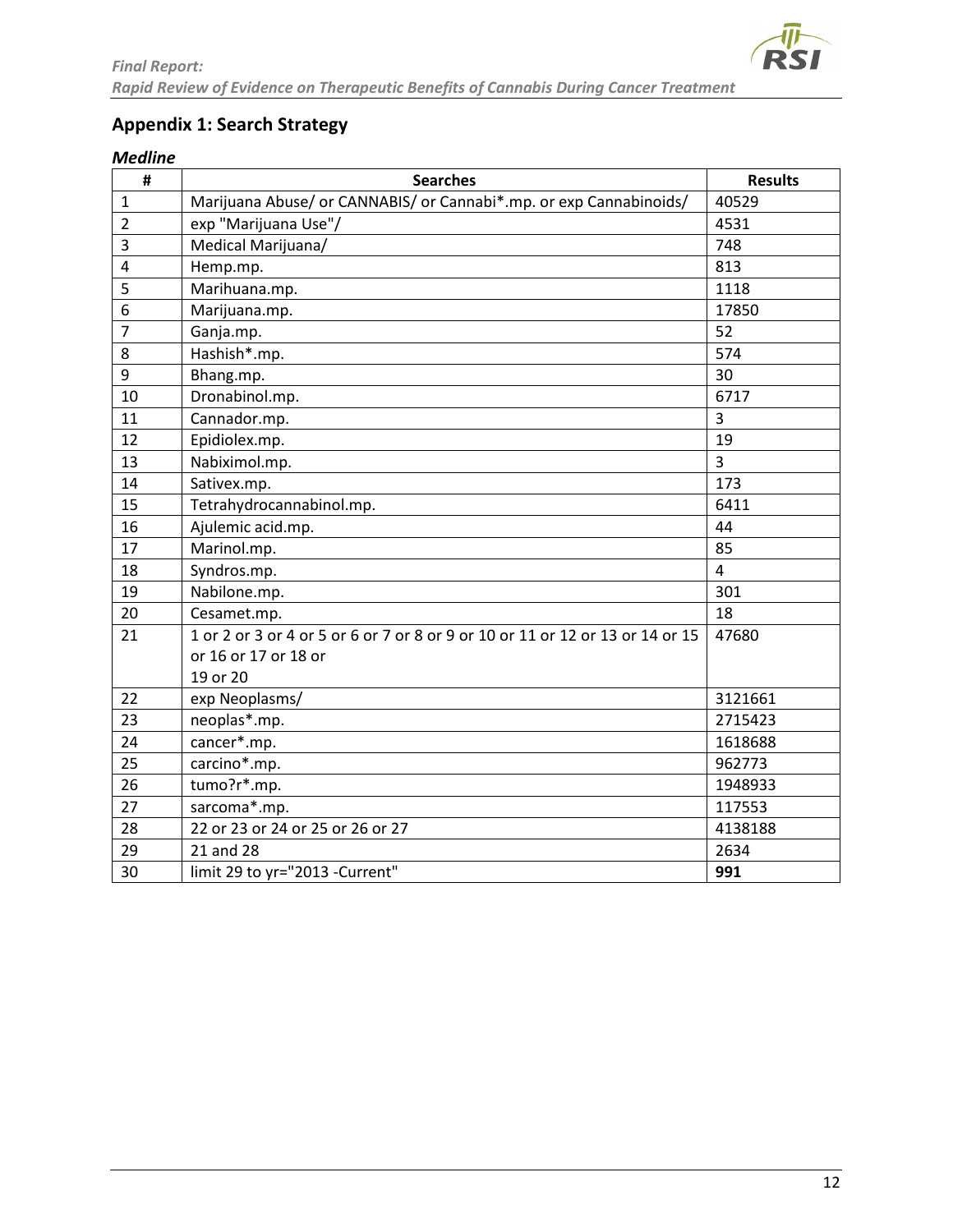## Appendix 1: Search Strategy

### *Medline*

| # | Searches | Results |
|---|---|---|
| 1 | Marijuana Abuse/ or CANNABIS/ or Cannabi*.mp. or exp Cannabinoids/ | 40529 |
| 2 | exp "Marijuana Use"/ | 4531 |
| 3 | Medical Marijuana/ | 748 |
| 4 | Hemp.mp. | 813 |
| 5 | Marihuana.mp. | 1118 |
| 6 | Marijuana.mp. | 17850 |
| 7 | Ganja.mp. | 52 |
| 8 | Hashish*.mp. | 574 |
| 9 | Bhang.mp. | 30 |
| 10 | Dronabinol.mp. | 6717 |
| 11 | Cannador.mp. | 3 |
| 12 | Epidiolex.mp. | 19 |
| 13 | Nabiximol.mp. | 3 |
| 14 | Sativex.mp. | 173 |
| 15 | Tetrahydrocannabinol.mp. | 6411 |
| 16 | Ajulemic acid.mp. | 44 |
| 17 | Marinol.mp. | 85 |
| 18 | Syndros.mp. | 4 |
| 19 | Nabilone.mp. | 301 |
| 20 | Cesamet.mp. | 18 |
| 21 | 1 or 2 or 3 or 4 or 5 or 6 or 7 or 8 or 9 or 10 or 11 or 12 or 13 or 14 or 15 or 16 or 17 or 18 or 19 or 20 | 47680 |
| 22 | exp Neoplasms/ | 3121661 |
| 23 | neoplas*.mp. | 2715423 |
| 24 | cancer*.mp. | 1618688 |
| 25 | carcino*.mp. | 962773 |
| 26 | tumo?r*.mp. | 1948933 |
| 27 | sarcoma*.mp. | 117553 |
| 28 | 22 or 23 or 24 or 25 or 26 or 27 | 4138188 |
| 29 | 21 and 28 | 2634 |
| 30 | limit 29 to yr="2013 -Current" | **991** |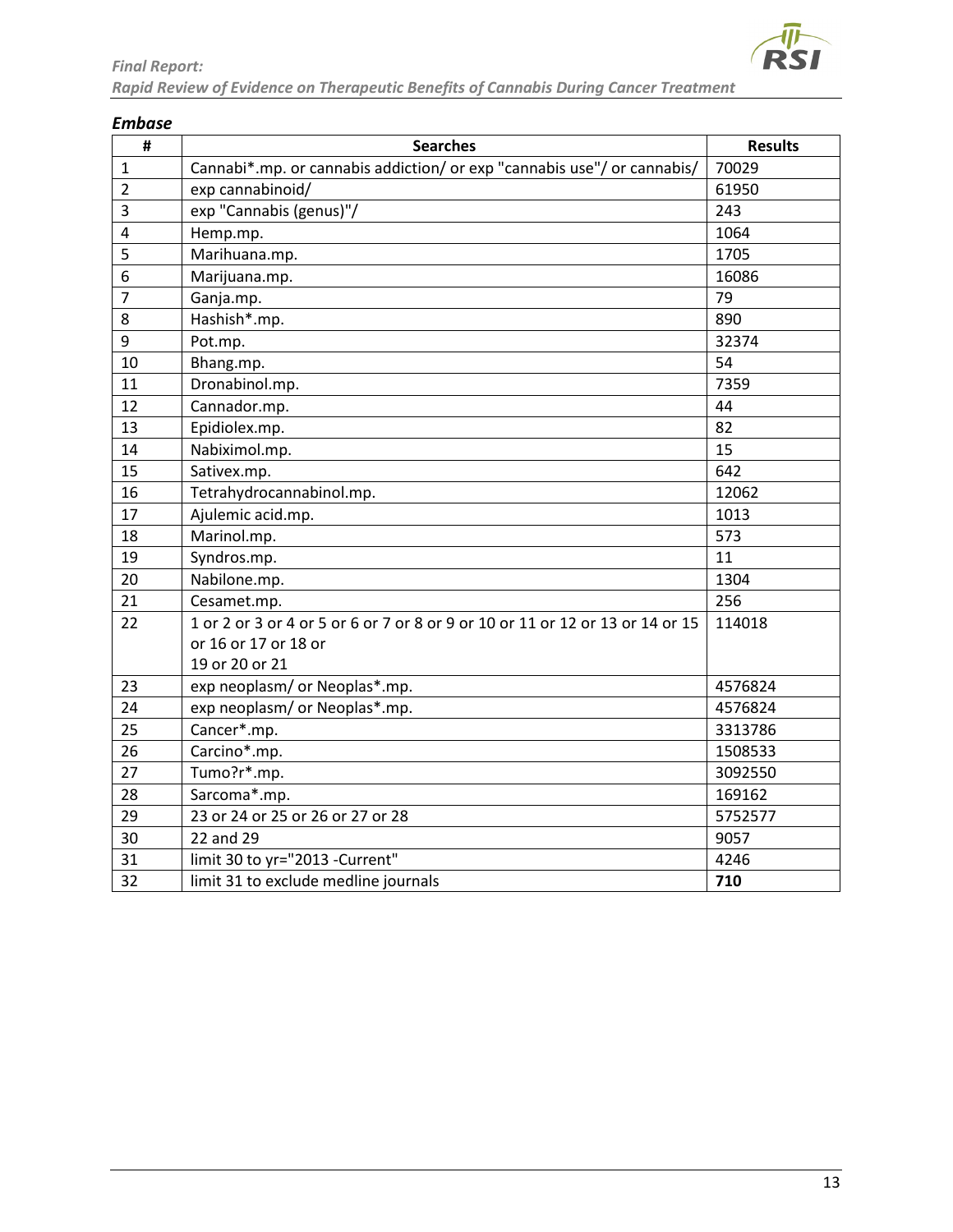### *Embase*

| # | Searches | Results |
|---|---|---|
| 1 | Cannabi*.mp. or cannabis addiction/ or exp "cannabis use"/ or cannabis/ | 70029 |
| 2 | exp cannabinoid/ | 61950 |
| 3 | exp "Cannabis (genus)"/ | 243 |
| 4 | Hemp.mp. | 1064 |
| 5 | Marihuana.mp. | 1705 |
| 6 | Marijuana.mp. | 16086 |
| 7 | Ganja.mp. | 79 |
| 8 | Hashish*.mp. | 890 |
| 9 | Pot.mp. | 32374 |
| 10 | Bhang.mp. | 54 |
| 11 | Dronabinol.mp. | 7359 |
| 12 | Cannador.mp. | 44 |
| 13 | Epidiolex.mp. | 82 |
| 14 | Nabiximol.mp. | 15 |
| 15 | Sativex.mp. | 642 |
| 16 | Tetrahydrocannabinol.mp. | 12062 |
| 17 | Ajulemic acid.mp. | 1013 |
| 18 | Marinol.mp. | 573 |
| 19 | Syndros.mp. | 11 |
| 20 | Nabilone.mp. | 1304 |
| 21 | Cesamet.mp. | 256 |
| 22 | 1 or 2 or 3 or 4 or 5 or 6 or 7 or 8 or 9 or 10 or 11 or 12 or 13 or 14 or 15 or 16 or 17 or 18 or 19 or 20 or 21 | 114018 |
| 23 | exp neoplasm/ or Neoplas*.mp. | 4576824 |
| 24 | exp neoplasm/ or Neoplas*.mp. | 4576824 |
| 25 | Cancer*.mp. | 3313786 |
| 26 | Carcino*.mp. | 1508533 |
| 27 | Tumo?r*.mp. | 3092550 |
| 28 | Sarcoma*.mp. | 169162 |
| 29 | 23 or 24 or 25 or 26 or 27 or 28 | 5752577 |
| 30 | 22 and 29 | 9057 |
| 31 | limit 30 to yr="2013 -Current" | 4246 |
| 32 | limit 31 to exclude medline journals | **710** |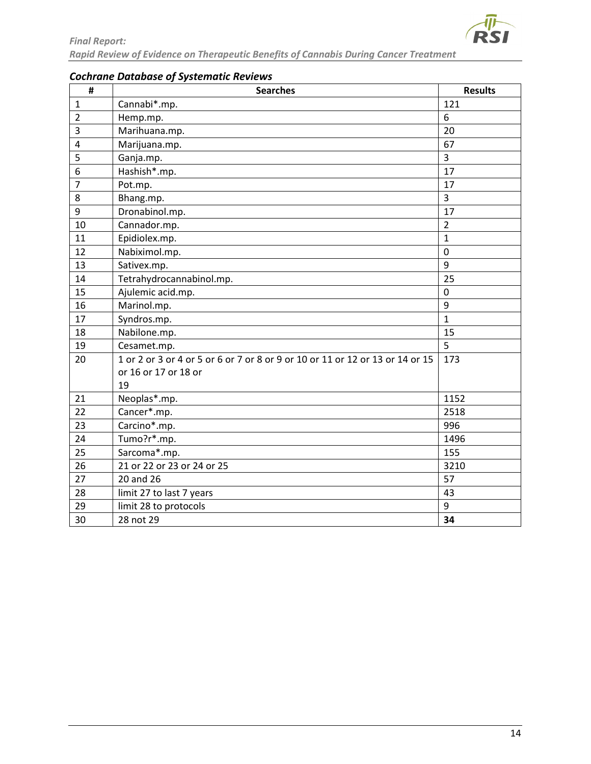### *Cochrane Database of Systematic Reviews*

| # | Searches | Results |
|---|---|---|
| 1 | Cannabi*.mp. | 121 |
| 2 | Hemp.mp. | 6 |
| 3 | Marihuana.mp. | 20 |
| 4 | Marijuana.mp. | 67 |
| 5 | Ganja.mp. | 3 |
| 6 | Hashish*.mp. | 17 |
| 7 | Pot.mp. | 17 |
| 8 | Bhang.mp. | 3 |
| 9 | Dronabinol.mp. | 17 |
| 10 | Cannador.mp. | 2 |
| 11 | Epidiolex.mp. | 1 |
| 12 | Nabiximol.mp. | 0 |
| 13 | Sativex.mp. | 9 |
| 14 | Tetrahydrocannabinol.mp. | 25 |
| 15 | Ajulemic acid.mp. | 0 |
| 16 | Marinol.mp. | 9 |
| 17 | Syndros.mp. | 1 |
| 18 | Nabilone.mp. | 15 |
| 19 | Cesamet.mp. | 5 |
| 20 | 1 or 2 or 3 or 4 or 5 or 6 or 7 or 8 or 9 or 10 or 11 or 12 or 13 or 14 or 15 or 16 or 17 or 18 or 19 | 173 |
| 21 | Neoplas*.mp. | 1152 |
| 22 | Cancer*.mp. | 2518 |
| 23 | Carcino*.mp. | 996 |
| 24 | Tumo?r*.mp. | 1496 |
| 25 | Sarcoma*.mp. | 155 |
| 26 | 21 or 22 or 23 or 24 or 25 | 3210 |
| 27 | 20 and 26 | 57 |
| 28 | limit 27 to last 7 years | 43 |
| 29 | limit 28 to protocols | 9 |
| 30 | 28 not 29 | **34** |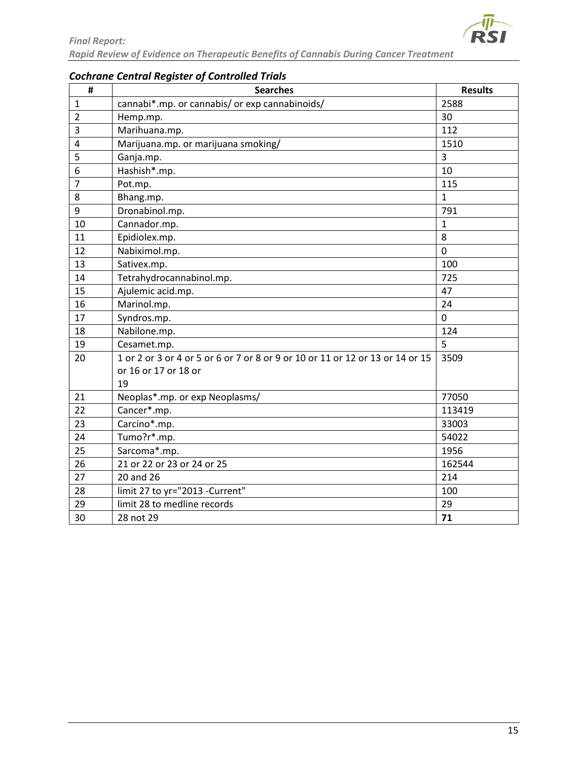### *Cochrane Central Register of Controlled Trials*

| # | Searches | Results |
|---|---|---|
| 1 | cannabi*.mp. or cannabis/ or exp cannabinoids/ | 2588 |
| 2 | Hemp.mp. | 30 |
| 3 | Marihuana.mp. | 112 |
| 4 | Marijuana.mp. or marijuana smoking/ | 1510 |
| 5 | Ganja.mp. | 3 |
| 6 | Hashish*.mp. | 10 |
| 7 | Pot.mp. | 115 |
| 8 | Bhang.mp. | 1 |
| 9 | Dronabinol.mp. | 791 |
| 10 | Cannador.mp. | 1 |
| 11 | Epidiolex.mp. | 8 |
| 12 | Nabiximol.mp. | 0 |
| 13 | Sativex.mp. | 100 |
| 14 | Tetrahydrocannabinol.mp. | 725 |
| 15 | Ajulemic acid.mp. | 47 |
| 16 | Marinol.mp. | 24 |
| 17 | Syndros.mp. | 0 |
| 18 | Nabilone.mp. | 124 |
| 19 | Cesamet.mp. | 5 |
| 20 | 1 or 2 or 3 or 4 or 5 or 6 or 7 or 8 or 9 or 10 or 11 or 12 or 13 or 14 or 15 or 16 or 17 or 18 or 19 | 3509 |
| 21 | Neoplas*.mp. or exp Neoplasms/ | 77050 |
| 22 | Cancer*.mp. | 113419 |
| 23 | Carcino*.mp. | 33003 |
| 24 | Tumo?r*.mp. | 54022 |
| 25 | Sarcoma*.mp. | 1956 |
| 26 | 21 or 22 or 23 or 24 or 25 | 162544 |
| 27 | 20 and 26 | 214 |
| 28 | limit 27 to yr="2013 -Current" | 100 |
| 29 | limit 28 to medline records | 29 |
| 30 | 28 not 29 | **71** |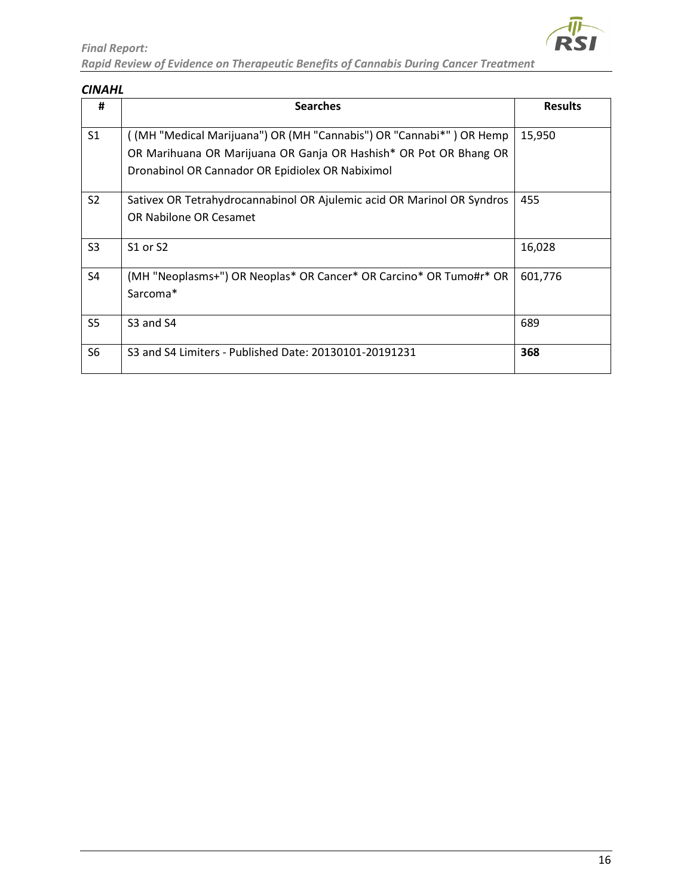### *CINAHL*

| # | Searches | Results |
|---|---|---|
| S1 | ( (MH "Medical Marijuana") OR (MH "Cannabis") OR "Cannabi*" ) OR Hemp OR Marihuana OR Marijuana OR Ganja OR Hashish* OR Pot OR Bhang OR Dronabinol OR Cannador OR Epidiolex OR Nabiximol | 15,950 |
| S2 | Sativex OR Tetrahydrocannabinol OR Ajulemic acid OR Marinol OR Syndros OR Nabilone OR Cesamet | 455 |
| S3 | S1 or S2 | 16,028 |
| S4 | (MH "Neoplasms+") OR Neoplas* OR Cancer* OR Carcino* OR Tumo#r* OR Sarcoma* | 601,776 |
| S5 | S3 and S4 | 689 |
| S6 | S3 and S4 Limiters - Published Date: 20130101-20191231 | **368** |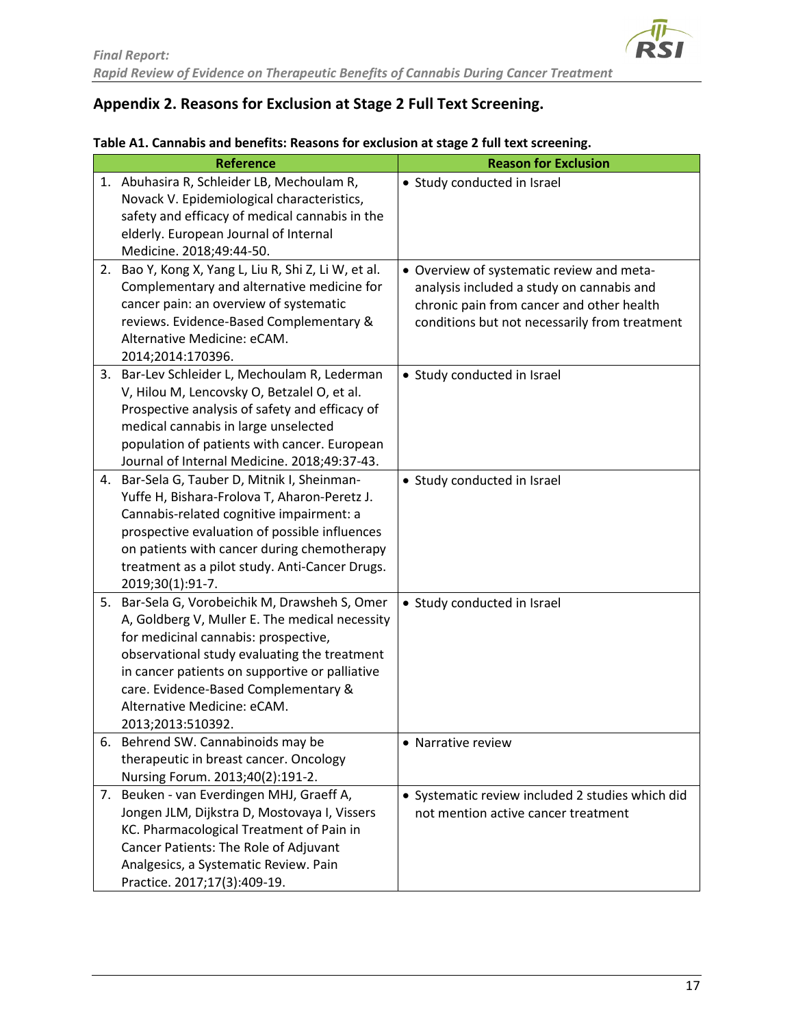## Appendix 2. Reasons for Exclusion at Stage 2 Full Text Screening.

**Table A1. Cannabis and benefits: Reasons for exclusion at stage 2 full text screening.**

| Reference | Reason for Exclusion |
|---|---|
| 1. Abuhasira R, Schleider LB, Mechoulam R, Novack V. Epidemiological characteristics, safety and efficacy of medical cannabis in the elderly. European Journal of Internal Medicine. 2018;49:44-50. | • Study conducted in Israel |
| 2. Bao Y, Kong X, Yang L, Liu R, Shi Z, Li W, et al. Complementary and alternative medicine for cancer pain: an overview of systematic reviews. Evidence-Based Complementary & Alternative Medicine: eCAM. 2014;2014:170396. | • Overview of systematic review and meta-analysis included a study on cannabis and chronic pain from cancer and other health conditions but not necessarily from treatment |
| 3. Bar-Lev Schleider L, Mechoulam R, Lederman V, Hilou M, Lencovsky O, Betzalel O, et al. Prospective analysis of safety and efficacy of medical cannabis in large unselected population of patients with cancer. European Journal of Internal Medicine. 2018;49:37-43. | • Study conducted in Israel |
| 4. Bar-Sela G, Tauber D, Mitnik I, Sheinman-Yuffe H, Bishara-Frolova T, Aharon-Peretz J. Cannabis-related cognitive impairment: a prospective evaluation of possible influences on patients with cancer during chemotherapy treatment as a pilot study. Anti-Cancer Drugs. 2019;30(1):91-7. | • Study conducted in Israel |
| 5. Bar-Sela G, Vorobeichik M, Drawsheh S, Omer A, Goldberg V, Muller E. The medical necessity for medicinal cannabis: prospective, observational study evaluating the treatment in cancer patients on supportive or palliative care. Evidence-Based Complementary & Alternative Medicine: eCAM. 2013;2013:510392. | • Study conducted in Israel |
| 6. Behrend SW. Cannabinoids may be therapeutic in breast cancer. Oncology Nursing Forum. 2013;40(2):191-2. | • Narrative review |
| 7. Beuken - van Everdingen MHJ, Graeff A, Jongen JLM, Dijkstra D, Mostovaya I, Vissers KC. Pharmacological Treatment of Pain in Cancer Patients: The Role of Adjuvant Analgesics, a Systematic Review. Pain Practice. 2017;17(3):409-19. | • Systematic review included 2 studies which did not mention active cancer treatment |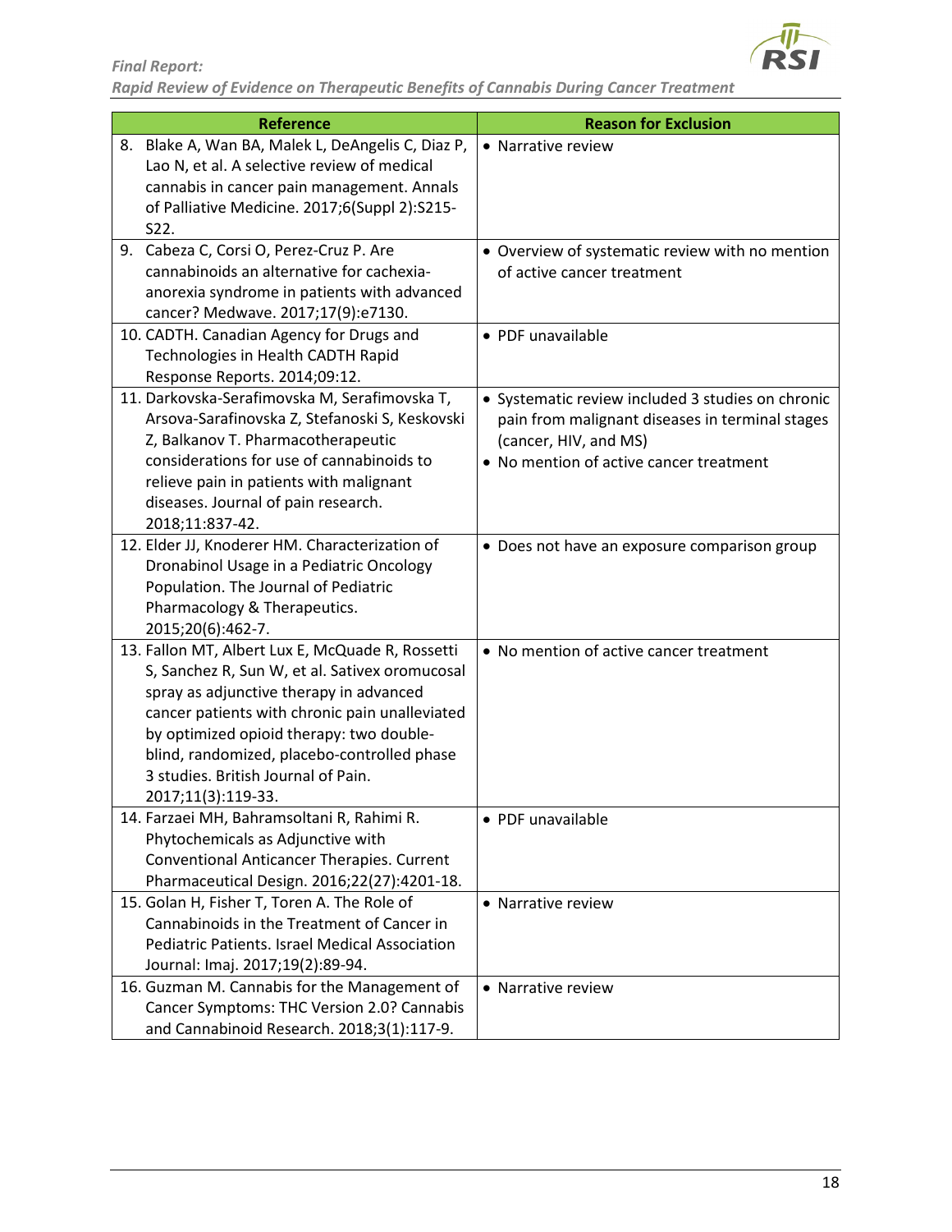| Reference | Reason for Exclusion |
|---|---|
| 8. Blake A, Wan BA, Malek L, DeAngelis C, Diaz P, Lao N, et al. A selective review of medical cannabis in cancer pain management. Annals of Palliative Medicine. 2017;6(Suppl 2):S215-S22. | • Narrative review |
| 9. Cabeza C, Corsi O, Perez-Cruz P. Are cannabinoids an alternative for cachexia-anorexia syndrome in patients with advanced cancer? Medwave. 2017;17(9):e7130. | • Overview of systematic review with no mention of active cancer treatment |
| 10. CADTH. Canadian Agency for Drugs and Technologies in Health CADTH Rapid Response Reports. 2014;09:12. | • PDF unavailable |
| 11. Darkovska-Serafimovska M, Serafimovska T, Arsova-Sarafinovska Z, Stefanoski S, Keskovski Z, Balkanov T. Pharmacotherapeutic considerations for use of cannabinoids to relieve pain in patients with malignant diseases. Journal of pain research. 2018;11:837-42. | • Systematic review included 3 studies on chronic pain from malignant diseases in terminal stages (cancer, HIV, and MS)<br>• No mention of active cancer treatment |
| 12. Elder JJ, Knoderer HM. Characterization of Dronabinol Usage in a Pediatric Oncology Population. The Journal of Pediatric Pharmacology & Therapeutics. 2015;20(6):462-7. | • Does not have an exposure comparison group |
| 13. Fallon MT, Albert Lux E, McQuade R, Rossetti S, Sanchez R, Sun W, et al. Sativex oromucosal spray as adjunctive therapy in advanced cancer patients with chronic pain unalleviated by optimized opioid therapy: two double-blind, randomized, placebo-controlled phase 3 studies. British Journal of Pain. 2017;11(3):119-33. | • No mention of active cancer treatment |
| 14. Farzaei MH, Bahramsoltani R, Rahimi R. Phytochemicals as Adjunctive with Conventional Anticancer Therapies. Current Pharmaceutical Design. 2016;22(27):4201-18. | • PDF unavailable |
| 15. Golan H, Fisher T, Toren A. The Role of Cannabinoids in the Treatment of Cancer in Pediatric Patients. Israel Medical Association Journal: Imaj. 2017;19(2):89-94. | • Narrative review |
| 16. Guzman M. Cannabis for the Management of Cancer Symptoms: THC Version 2.0? Cannabis and Cannabinoid Research. 2018;3(1):117-9. | • Narrative review |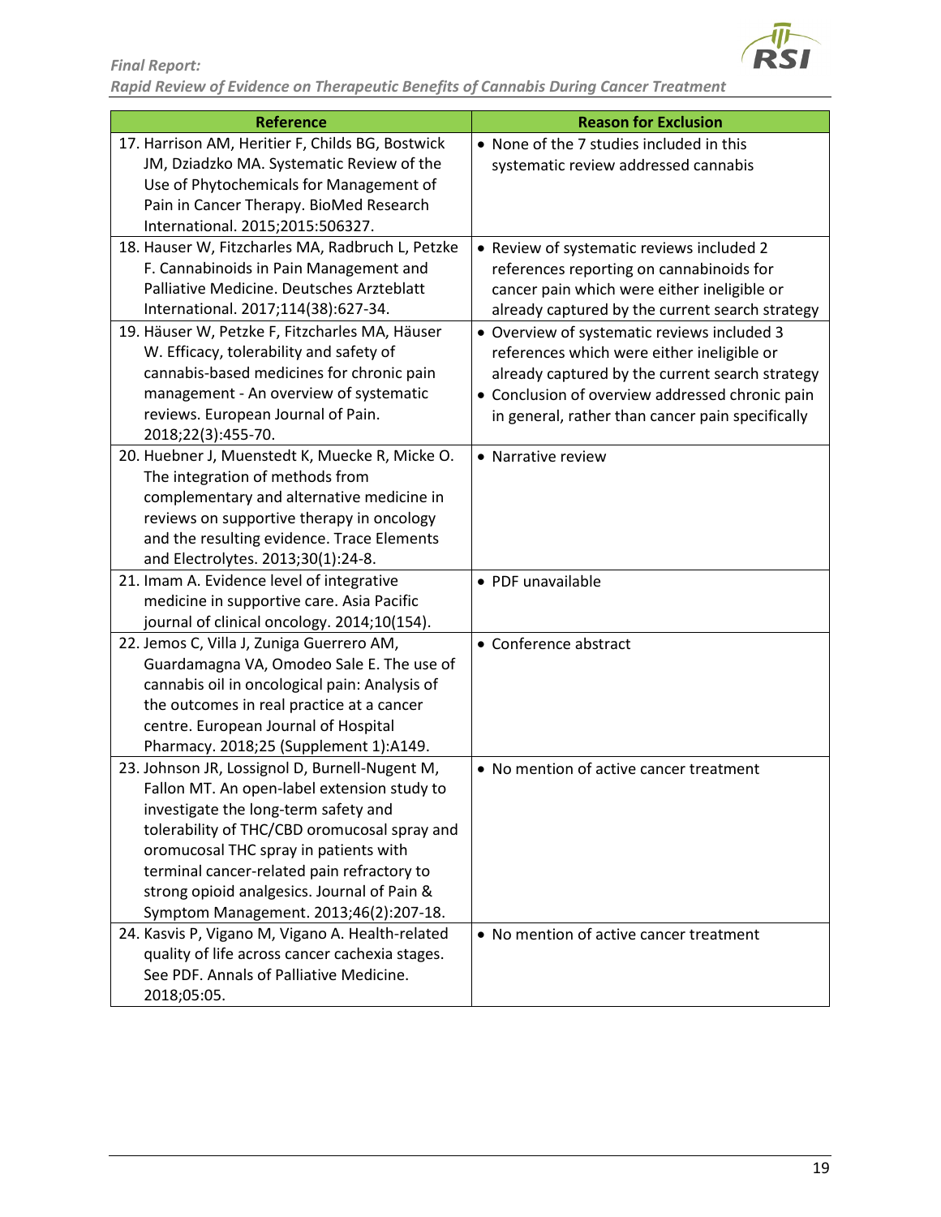| Reference | Reason for Exclusion |
|---|---|
| 17. Harrison AM, Heritier F, Childs BG, Bostwick JM, Dziadzko MA. Systematic Review of the Use of Phytochemicals for Management of Pain in Cancer Therapy. BioMed Research International. 2015;2015:506327. | • None of the 7 studies included in this systematic review addressed cannabis |
| 18. Hauser W, Fitzcharles MA, Radbruch L, Petzke F. Cannabinoids in Pain Management and Palliative Medicine. Deutsches Arzteblatt International. 2017;114(38):627-34. | • Review of systematic reviews included 2 references reporting on cannabinoids for cancer pain which were either ineligible or already captured by the current search strategy |
| 19. Häuser W, Petzke F, Fitzcharles MA, Häuser W. Efficacy, tolerability and safety of cannabis-based medicines for chronic pain management - An overview of systematic reviews. European Journal of Pain. 2018;22(3):455-70. | • Overview of systematic reviews included 3 references which were either ineligible or already captured by the current search strategy<br>• Conclusion of overview addressed chronic pain in general, rather than cancer pain specifically |
| 20. Huebner J, Muenstedt K, Muecke R, Micke O. The integration of methods from complementary and alternative medicine in reviews on supportive therapy in oncology and the resulting evidence. Trace Elements and Electrolytes. 2013;30(1):24-8. | • Narrative review |
| 21. Imam A. Evidence level of integrative medicine in supportive care. Asia Pacific journal of clinical oncology. 2014;10(154). | • PDF unavailable |
| 22. Jemos C, Villa J, Zuniga Guerrero AM, Guardamagna VA, Omodeo Sale E. The use of cannabis oil in oncological pain: Analysis of the outcomes in real practice at a cancer centre. European Journal of Hospital Pharmacy. 2018;25 (Supplement 1):A149. | • Conference abstract |
| 23. Johnson JR, Lossignol D, Burnell-Nugent M, Fallon MT. An open-label extension study to investigate the long-term safety and tolerability of THC/CBD oromucosal spray and oromucosal THC spray in patients with terminal cancer-related pain refractory to strong opioid analgesics. Journal of Pain & Symptom Management. 2013;46(2):207-18. | • No mention of active cancer treatment |
| 24. Kasvis P, Vigano M, Vigano A. Health-related quality of life across cancer cachexia stages. See PDF. Annals of Palliative Medicine. 2018;05:05. | • No mention of active cancer treatment |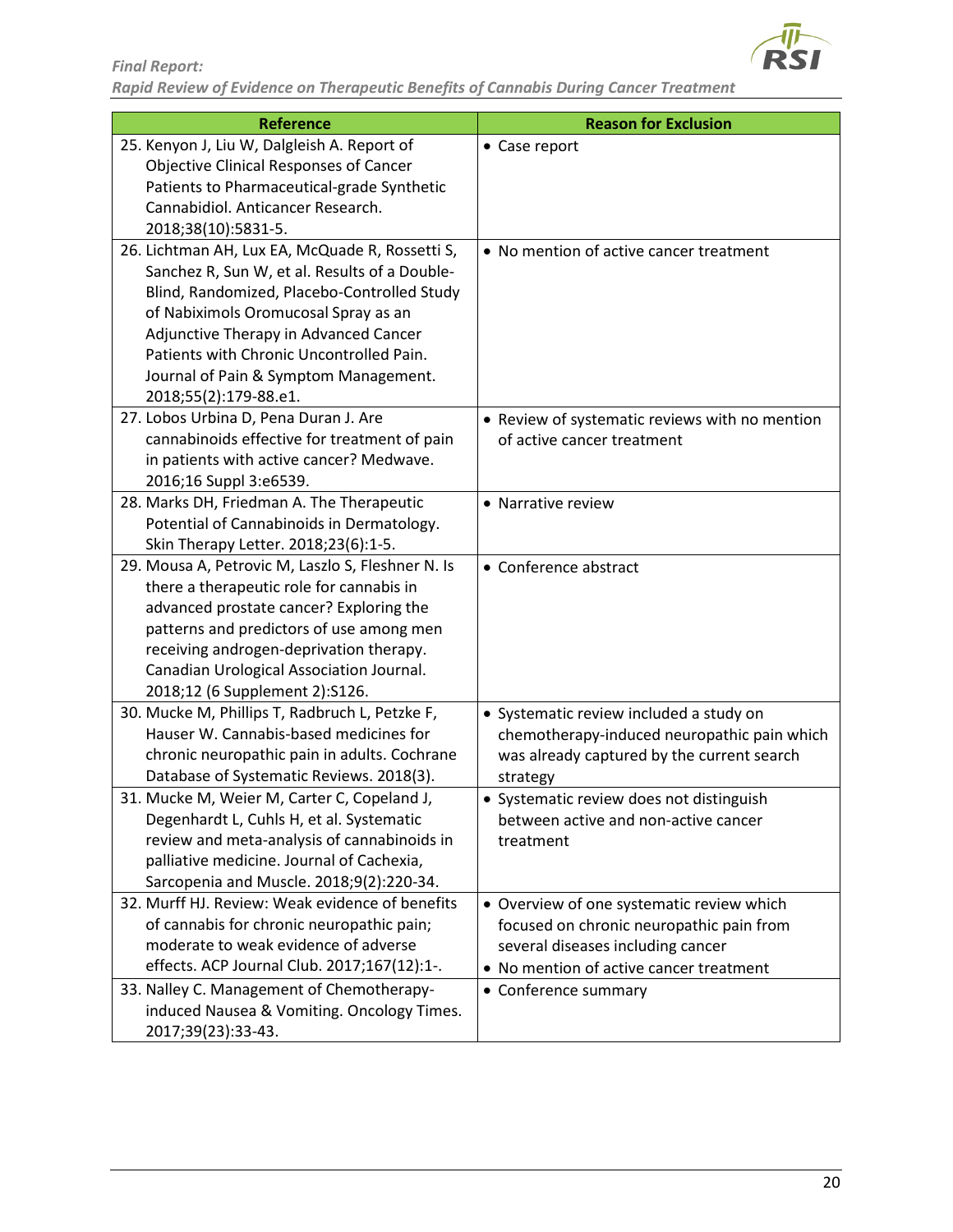| Reference | Reason for Exclusion |
|---|---|
| 25. Kenyon J, Liu W, Dalgleish A. Report of Objective Clinical Responses of Cancer Patients to Pharmaceutical-grade Synthetic Cannabidiol. Anticancer Research. 2018;38(10):5831-5. | • Case report |
| 26. Lichtman AH, Lux EA, McQuade R, Rossetti S, Sanchez R, Sun W, et al. Results of a Double-Blind, Randomized, Placebo-Controlled Study of Nabiximols Oromucosal Spray as an Adjunctive Therapy in Advanced Cancer Patients with Chronic Uncontrolled Pain. Journal of Pain & Symptom Management. 2018;55(2):179-88.e1. | • No mention of active cancer treatment |
| 27. Lobos Urbina D, Pena Duran J. Are cannabinoids effective for treatment of pain in patients with active cancer? Medwave. 2016;16 Suppl 3:e6539. | • Review of systematic reviews with no mention of active cancer treatment |
| 28. Marks DH, Friedman A. The Therapeutic Potential of Cannabinoids in Dermatology. Skin Therapy Letter. 2018;23(6):1-5. | • Narrative review |
| 29. Mousa A, Petrovic M, Laszlo S, Fleshner N. Is there a therapeutic role for cannabis in advanced prostate cancer? Exploring the patterns and predictors of use among men receiving androgen-deprivation therapy. Canadian Urological Association Journal. 2018;12 (6 Supplement 2):S126. | • Conference abstract |
| 30. Mucke M, Phillips T, Radbruch L, Petzke F, Hauser W. Cannabis-based medicines for chronic neuropathic pain in adults. Cochrane Database of Systematic Reviews. 2018(3). | • Systematic review included a study on chemotherapy-induced neuropathic pain which was already captured by the current search strategy |
| 31. Mucke M, Weier M, Carter C, Copeland J, Degenhardt L, Cuhls H, et al. Systematic review and meta-analysis of cannabinoids in palliative medicine. Journal of Cachexia, Sarcopenia and Muscle. 2018;9(2):220-34. | • Systematic review does not distinguish between active and non-active cancer treatment |
| 32. Murff HJ. Review: Weak evidence of benefits of cannabis for chronic neuropathic pain; moderate to weak evidence of adverse effects. ACP Journal Club. 2017;167(12):1-. | • Overview of one systematic review which focused on chronic neuropathic pain from several diseases including cancer<br>• No mention of active cancer treatment |
| 33. Nalley C. Management of Chemotherapy-induced Nausea & Vomiting. Oncology Times. 2017;39(23):33-43. | • Conference summary |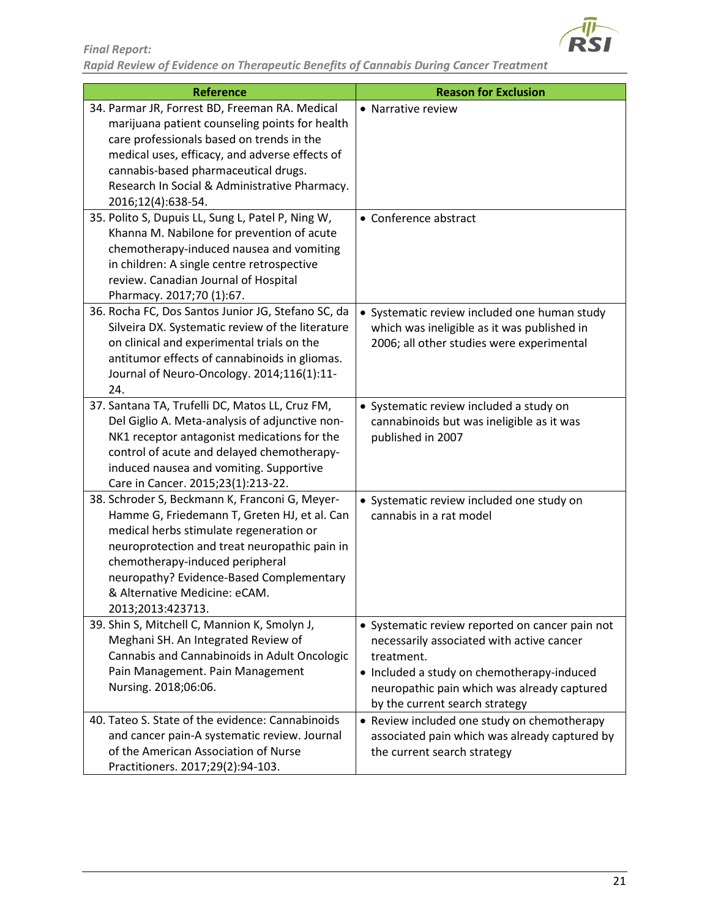| Reference | Reason for Exclusion |
|---|---|
| 34. Parmar JR, Forrest BD, Freeman RA. Medical marijuana patient counseling points for health care professionals based on trends in the medical uses, efficacy, and adverse effects of cannabis-based pharmaceutical drugs. Research In Social & Administrative Pharmacy. 2016;12(4):638-54. | • Narrative review |
| 35. Polito S, Dupuis LL, Sung L, Patel P, Ning W, Khanna M. Nabilone for prevention of acute chemotherapy-induced nausea and vomiting in children: A single centre retrospective review. Canadian Journal of Hospital Pharmacy. 2017;70 (1):67. | • Conference abstract |
| 36. Rocha FC, Dos Santos Junior JG, Stefano SC, da Silveira DX. Systematic review of the literature on clinical and experimental trials on the antitumor effects of cannabinoids in gliomas. Journal of Neuro-Oncology. 2014;116(1):11-24. | • Systematic review included one human study which was ineligible as it was published in 2006; all other studies were experimental |
| 37. Santana TA, Trufelli DC, Matos LL, Cruz FM, Del Giglio A. Meta-analysis of adjunctive non-NK1 receptor antagonist medications for the control of acute and delayed chemotherapy-induced nausea and vomiting. Supportive Care in Cancer. 2015;23(1):213-22. | • Systematic review included a study on cannabinoids but was ineligible as it was published in 2007 |
| 38. Schroder S, Beckmann K, Franconi G, Meyer-Hamme G, Friedemann T, Greten HJ, et al. Can medical herbs stimulate regeneration or neuroprotection and treat neuropathic pain in chemotherapy-induced peripheral neuropathy? Evidence-Based Complementary & Alternative Medicine: eCAM. 2013;2013:423713. | • Systematic review included one study on cannabis in a rat model |
| 39. Shin S, Mitchell C, Mannion K, Smolyn J, Meghani SH. An Integrated Review of Cannabis and Cannabinoids in Adult Oncologic Pain Management. Pain Management Nursing. 2018;06:06. | • Systematic review reported on cancer pain not necessarily associated with active cancer treatment.<br>• Included a study on chemotherapy-induced neuropathic pain which was already captured by the current search strategy |
| 40. Tateo S. State of the evidence: Cannabinoids and cancer pain-A systematic review. Journal of the American Association of Nurse Practitioners. 2017;29(2):94-103. | • Review included one study on chemotherapy associated pain which was already captured by the current search strategy |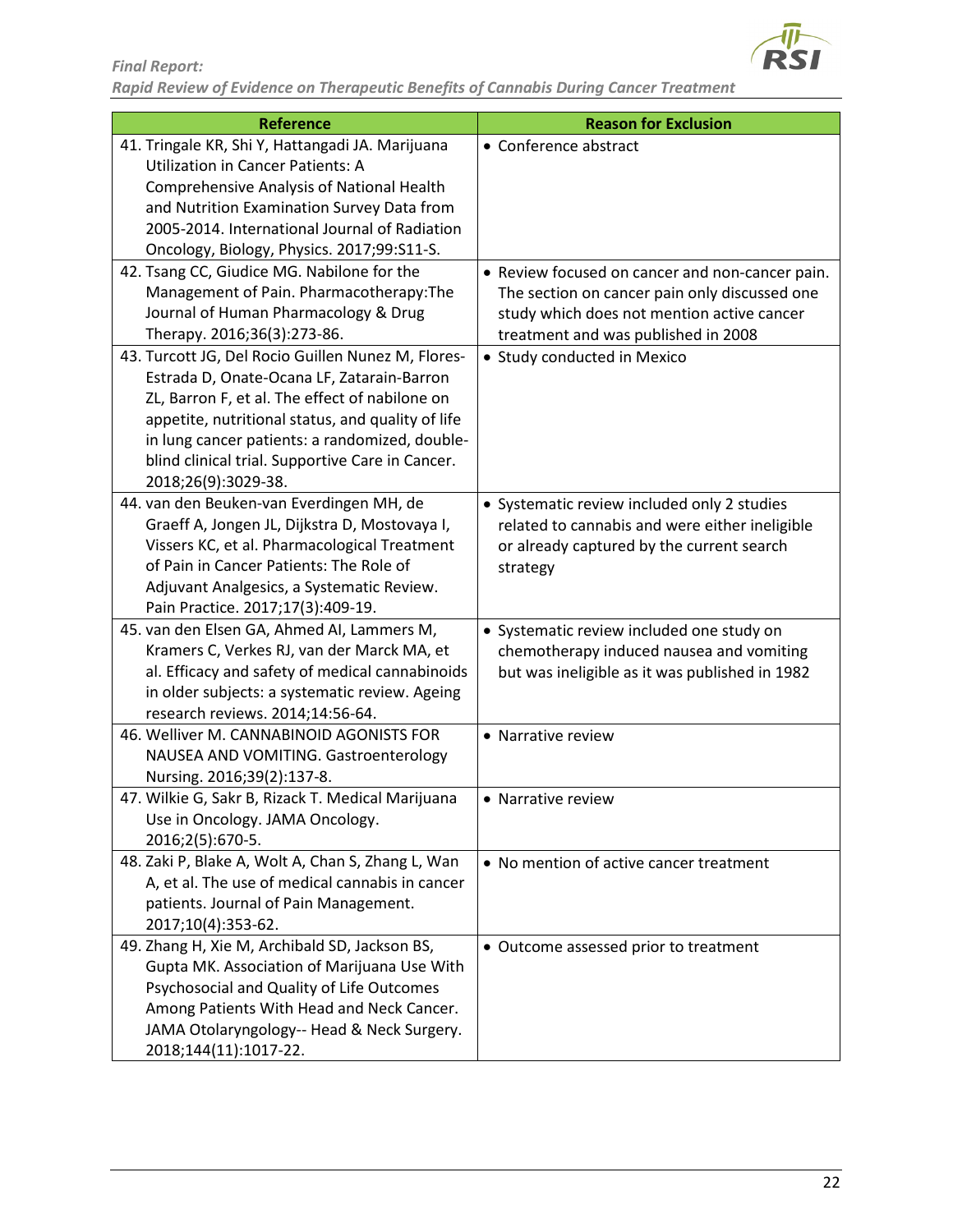| Reference | Reason for Exclusion |
|---|---|
| 41. Tringale KR, Shi Y, Hattangadi JA. Marijuana Utilization in Cancer Patients: A Comprehensive Analysis of National Health and Nutrition Examination Survey Data from 2005-2014. International Journal of Radiation Oncology, Biology, Physics. 2017;99:S11-S. | • Conference abstract |
| 42. Tsang CC, Giudice MG. Nabilone for the Management of Pain. Pharmacotherapy:The Journal of Human Pharmacology & Drug Therapy. 2016;36(3):273-86. | • Review focused on cancer and non-cancer pain. The section on cancer pain only discussed one study which does not mention active cancer treatment and was published in 2008 |
| 43. Turcott JG, Del Rocio Guillen Nunez M, Flores-Estrada D, Onate-Ocana LF, Zatarain-Barron ZL, Barron F, et al. The effect of nabilone on appetite, nutritional status, and quality of life in lung cancer patients: a randomized, double-blind clinical trial. Supportive Care in Cancer. 2018;26(9):3029-38. | • Study conducted in Mexico |
| 44. van den Beuken-van Everdingen MH, de Graeff A, Jongen JL, Dijkstra D, Mostovaya I, Vissers KC, et al. Pharmacological Treatment of Pain in Cancer Patients: The Role of Adjuvant Analgesics, a Systematic Review. Pain Practice. 2017;17(3):409-19. | • Systematic review included only 2 studies related to cannabis and were either ineligible or already captured by the current search strategy |
| 45. van den Elsen GA, Ahmed AI, Lammers M, Kramers C, Verkes RJ, van der Marck MA, et al. Efficacy and safety of medical cannabinoids in older subjects: a systematic review. Ageing research reviews. 2014;14:56-64. | • Systematic review included one study on chemotherapy induced nausea and vomiting but was ineligible as it was published in 1982 |
| 46. Welliver M. CANNABINOID AGONISTS FOR NAUSEA AND VOMITING. Gastroenterology Nursing. 2016;39(2):137-8. | • Narrative review |
| 47. Wilkie G, Sakr B, Rizack T. Medical Marijuana Use in Oncology. JAMA Oncology. 2016;2(5):670-5. | • Narrative review |
| 48. Zaki P, Blake A, Wolt A, Chan S, Zhang L, Wan A, et al. The use of medical cannabis in cancer patients. Journal of Pain Management. 2017;10(4):353-62. | • No mention of active cancer treatment |
| 49. Zhang H, Xie M, Archibald SD, Jackson BS, Gupta MK. Association of Marijuana Use With Psychosocial and Quality of Life Outcomes Among Patients With Head and Neck Cancer. JAMA Otolaryngology-- Head & Neck Surgery. 2018;144(11):1017-22. | • Outcome assessed prior to treatment |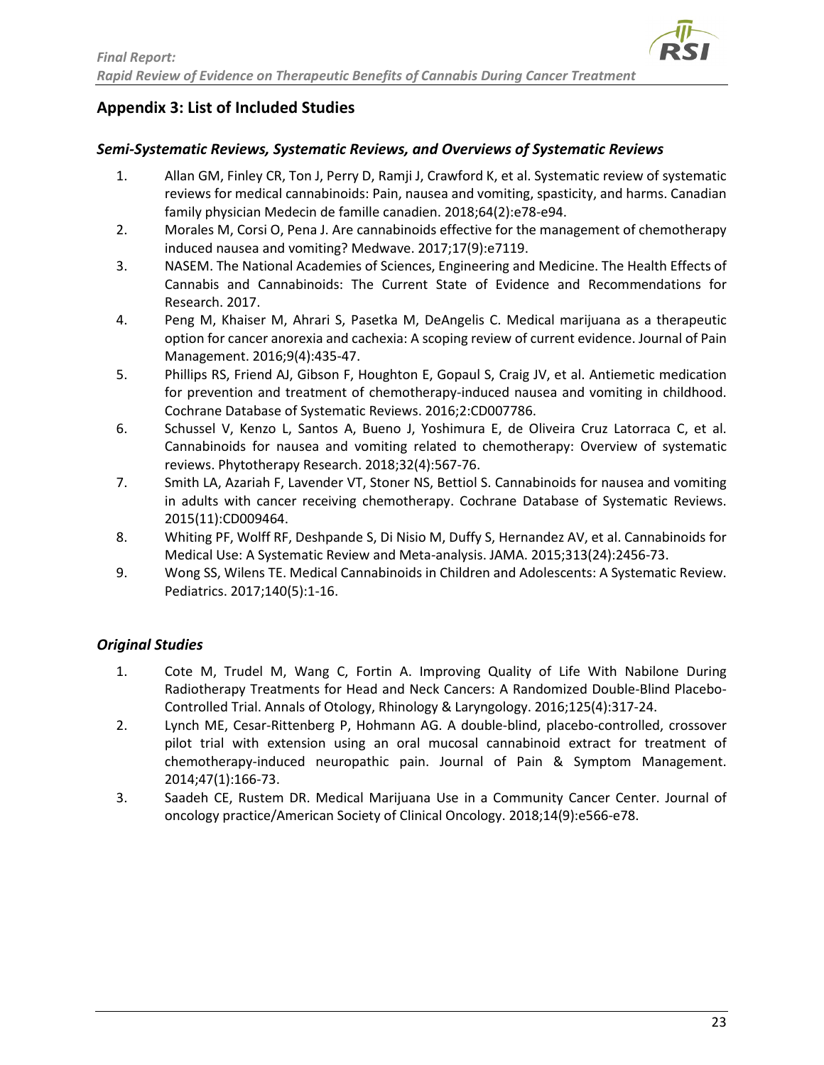## Appendix 3: List of Included Studies

### *Semi-Systematic Reviews, Systematic Reviews, and Overviews of Systematic Reviews*

1. Allan GM, Finley CR, Ton J, Perry D, Ramji J, Crawford K, et al. Systematic review of systematic reviews for medical cannabinoids: Pain, nausea and vomiting, spasticity, and harms. Canadian family physician Medecin de famille canadien. 2018;64(2):e78-e94.
2. Morales M, Corsi O, Pena J. Are cannabinoids effective for the management of chemotherapy induced nausea and vomiting? Medwave. 2017;17(9):e7119.
3. NASEM. The National Academies of Sciences, Engineering and Medicine. The Health Effects of Cannabis and Cannabinoids: The Current State of Evidence and Recommendations for Research. 2017.
4. Peng M, Khaiser M, Ahrari S, Pasetka M, DeAngelis C. Medical marijuana as a therapeutic option for cancer anorexia and cachexia: A scoping review of current evidence. Journal of Pain Management. 2016;9(4):435-47.
5. Phillips RS, Friend AJ, Gibson F, Houghton E, Gopaul S, Craig JV, et al. Antiemetic medication for prevention and treatment of chemotherapy-induced nausea and vomiting in childhood. Cochrane Database of Systematic Reviews. 2016;2:CD007786.
6. Schussel V, Kenzo L, Santos A, Bueno J, Yoshimura E, de Oliveira Cruz Latorraca C, et al. Cannabinoids for nausea and vomiting related to chemotherapy: Overview of systematic reviews. Phytotherapy Research. 2018;32(4):567-76.
7. Smith LA, Azariah F, Lavender VT, Stoner NS, Bettiol S. Cannabinoids for nausea and vomiting in adults with cancer receiving chemotherapy. Cochrane Database of Systematic Reviews. 2015(11):CD009464.
8. Whiting PF, Wolff RF, Deshpande S, Di Nisio M, Duffy S, Hernandez AV, et al. Cannabinoids for Medical Use: A Systematic Review and Meta-analysis. JAMA. 2015;313(24):2456-73.
9. Wong SS, Wilens TE. Medical Cannabinoids in Children and Adolescents: A Systematic Review. Pediatrics. 2017;140(5):1-16.

### *Original Studies*

1. Cote M, Trudel M, Wang C, Fortin A. Improving Quality of Life With Nabilone During Radiotherapy Treatments for Head and Neck Cancers: A Randomized Double-Blind Placebo-Controlled Trial. Annals of Otology, Rhinology & Laryngology. 2016;125(4):317-24.
2. Lynch ME, Cesar-Rittenberg P, Hohmann AG. A double-blind, placebo-controlled, crossover pilot trial with extension using an oral mucosal cannabinoid extract for treatment of chemotherapy-induced neuropathic pain. Journal of Pain & Symptom Management. 2014;47(1):166-73.
3. Saadeh CE, Rustem DR. Medical Marijuana Use in a Community Cancer Center. Journal of oncology practice/American Society of Clinical Oncology. 2018;14(9):e566-e78.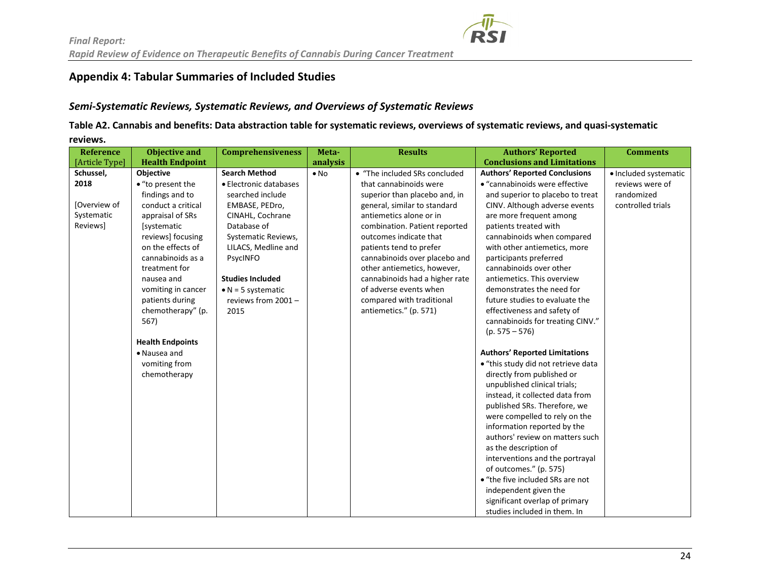## Appendix 4: Tabular Summaries of Included Studies

### *Semi-Systematic Reviews, Systematic Reviews, and Overviews of Systematic Reviews*

**Table A2. Cannabis and benefits: Data abstraction table for systematic reviews, overviews of systematic reviews, and quasi-systematic reviews.**

| Reference [Article Type] | Objective and Health Endpoint | Comprehensiveness | Meta-analysis | Results | Authors' Reported Conclusions and Limitations | Comments |
|---|---|---|---|---|---|---|
| **Schussel, 2018**<br><br>[Overview of Systematic Reviews] | **Objective**<br>• "to present the findings and to conduct a critical appraisal of SRs [systematic reviews] focusing on the effects of cannabinoids as a treatment for nausea and vomiting in cancer patients during chemotherapy" (p. 567)<br><br>**Health Endpoints**<br>• Nausea and vomiting from chemotherapy | **Search Method**<br>• Electronic databases searched include EMBASE, PEDro, CINAHL, Cochrane Database of Systematic Reviews, LILACS, Medline and PsycINFO<br><br>**Studies Included**<br>• N = 5 systematic reviews from 2001 – 2015 | • No | • "The included SRs concluded that cannabinoids were superior than placebo and, in general, similar to standard antiemetics alone or in combination. Patient reported outcomes indicate that patients tend to prefer cannabinoids over placebo and other antiemetics, however, cannabinoids had a higher rate of adverse events when compared with traditional antiemetics." (p. 571) | **Authors' Reported Conclusions**<br>• "cannabinoids were effective and superior to placebo to treat CINV. Although adverse events are more frequent among patients treated with cannabinoids when compared with other antiemetics, more participants preferred cannabinoids over other antiemetics. This overview demonstrates the need for future studies to evaluate the effectiveness and safety of cannabinoids for treating CINV." (p. 575 – 576)<br><br>**Authors' Reported Limitations**<br>• "this study did not retrieve data directly from published or unpublished clinical trials; instead, it collected data from published SRs. Therefore, we were compelled to rely on the information reported by the authors' review on matters such as the description of interventions and the portrayal of outcomes." (p. 575)<br>• "the five included SRs are not independent given the significant overlap of primary studies included in them. In | • Included systematic reviews were of randomized controlled trials |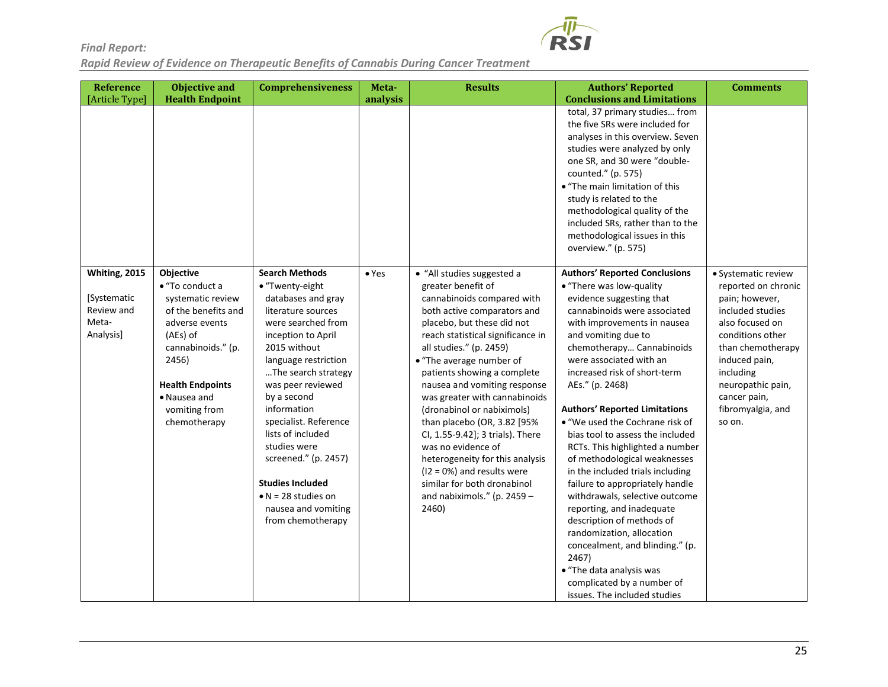| Reference [Article Type] | Objective and Health Endpoint | Comprehensiveness | Meta-analysis | Results | Authors' Reported Conclusions and Limitations | Comments |
|---|---|---|---|---|---|---|
| | | | | | total, 37 primary studies… from the five SRs were included for analyses in this overview. Seven studies were analyzed by only one SR, and 30 were "double-counted." (p. 575)<br>• "The main limitation of this study is related to the methodological quality of the included SRs, rather than to the methodological issues in this overview." (p. 575) | |
| **Whiting, 2015**<br><br>[Systematic Review and Meta-Analysis] | **Objective**<br>• "To conduct a systematic review of the benefits and adverse events (AEs) of cannabinoids." (p. 2456)<br><br>**Health Endpoints**<br>• Nausea and vomiting from chemotherapy | **Search Methods**<br>• "Twenty-eight databases and gray literature sources were searched from inception to April 2015 without language restriction …The search strategy was peer reviewed by a second information specialist. Reference lists of included studies were screened." (p. 2457)<br><br>**Studies Included**<br>• N = 28 studies on nausea and vomiting from chemotherapy | • Yes | • "All studies suggested a greater benefit of cannabinoids compared with both active comparators and placebo, but these did not reach statistical significance in all studies." (p. 2459)<br>• "The average number of patients showing a complete nausea and vomiting response was greater with cannabinoids (dronabinol or nabiximols) than placebo (OR, 3.82 [95% CI, 1.55-9.42]; 3 trials). There was no evidence of heterogeneity for this analysis ($I2 = 0\%$) and results were similar for both dronabinol and nabiximols." (p. 2459 – 2460) | **Authors' Reported Conclusions**<br>• "There was low-quality evidence suggesting that cannabinoids were associated with improvements in nausea and vomiting due to chemotherapy… Cannabinoids were associated with an increased risk of short-term AEs." (p. 2468)<br><br>**Authors' Reported Limitations**<br>• "We used the Cochrane risk of bias tool to assess the included RCTs. This highlighted a number of methodological weaknesses in the included trials including failure to appropriately handle withdrawals, selective outcome reporting, and inadequate description of methods of randomization, allocation concealment, and blinding." (p. 2467)<br>• "The data analysis was complicated by a number of issues. The included studies | • Systematic review reported on chronic pain; however, included studies also focused on conditions other than chemotherapy induced pain, including neuropathic pain, cancer pain, fibromyalgia, and so on. |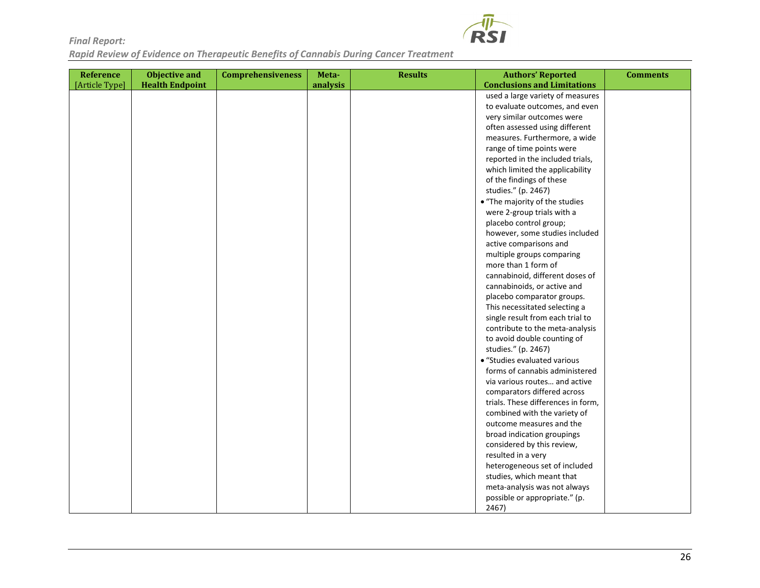| Reference [Article Type] | Objective and Health Endpoint | Comprehensiveness | Meta-analysis | Results | Authors' Reported Conclusions and Limitations | Comments |
|---|---|---|---|---|---|---|
| | | | | | used a large variety of measures to evaluate outcomes, and even very similar outcomes were often assessed using different measures. Furthermore, a wide range of time points were reported in the included trials, which limited the applicability of the findings of these studies." (p. 2467)<br>• "The majority of the studies were 2-group trials with a placebo control group; however, some studies included active comparisons and multiple groups comparing more than 1 form of cannabinoid, different doses of cannabinoids, or active and placebo comparator groups. This necessitated selecting a single result from each trial to contribute to the meta-analysis to avoid double counting of studies." (p. 2467)<br>• "Studies evaluated various forms of cannabis administered via various routes… and active comparators differed across trials. These differences in form, combined with the variety of outcome measures and the broad indication groupings considered by this review, resulted in a very heterogeneous set of included studies, which meant that meta-analysis was not always possible or appropriate." (p. 2467) | |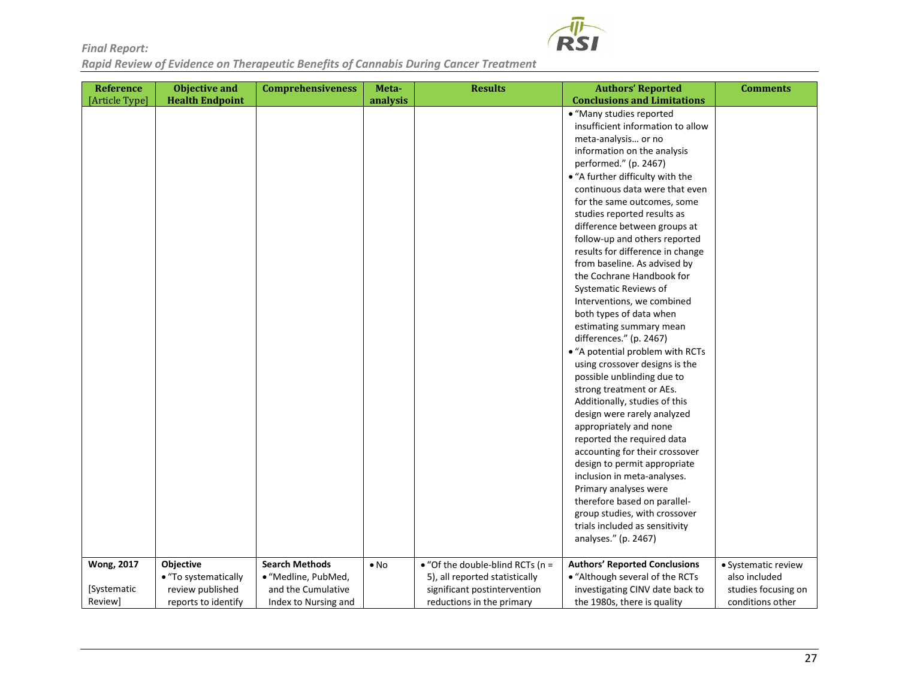| Reference [Article Type] | Objective and Health Endpoint | Comprehensiveness | Meta-analysis | Results | Authors' Reported Conclusions and Limitations | Comments |
|---|---|---|---|---|---|---|
| | | | | | • "Many studies reported insufficient information to allow meta-analysis… or no information on the analysis performed." (p. 2467)<br>• "A further difficulty with the continuous data were that even for the same outcomes, some studies reported results as difference between groups at follow-up and others reported results for difference in change from baseline. As advised by the Cochrane Handbook for Systematic Reviews of Interventions, we combined both types of data when estimating summary mean differences." (p. 2467)<br>• "A potential problem with RCTs using crossover designs is the possible unblinding due to strong treatment or AEs. Additionally, studies of this design were rarely analyzed appropriately and none reported the required data accounting for their crossover design to permit appropriate inclusion in meta-analyses. Primary analyses were therefore based on parallel-group studies, with crossover trials included as sensitivity analyses." (p. 2467) | |
| **Wong, 2017**<br><br>[Systematic Review] | **Objective**<br>• "To systematically review published reports to identify | **Search Methods**<br>• "Medline, PubMed, and the Cumulative Index to Nursing and | • No | • "Of the double-blind RCTs (n = 5), all reported statistically significant postintervention reductions in the primary | **Authors' Reported Conclusions**<br>• "Although several of the RCTs investigating CINV date back to the 1980s, there is quality | • Systematic review also included studies focusing on conditions other |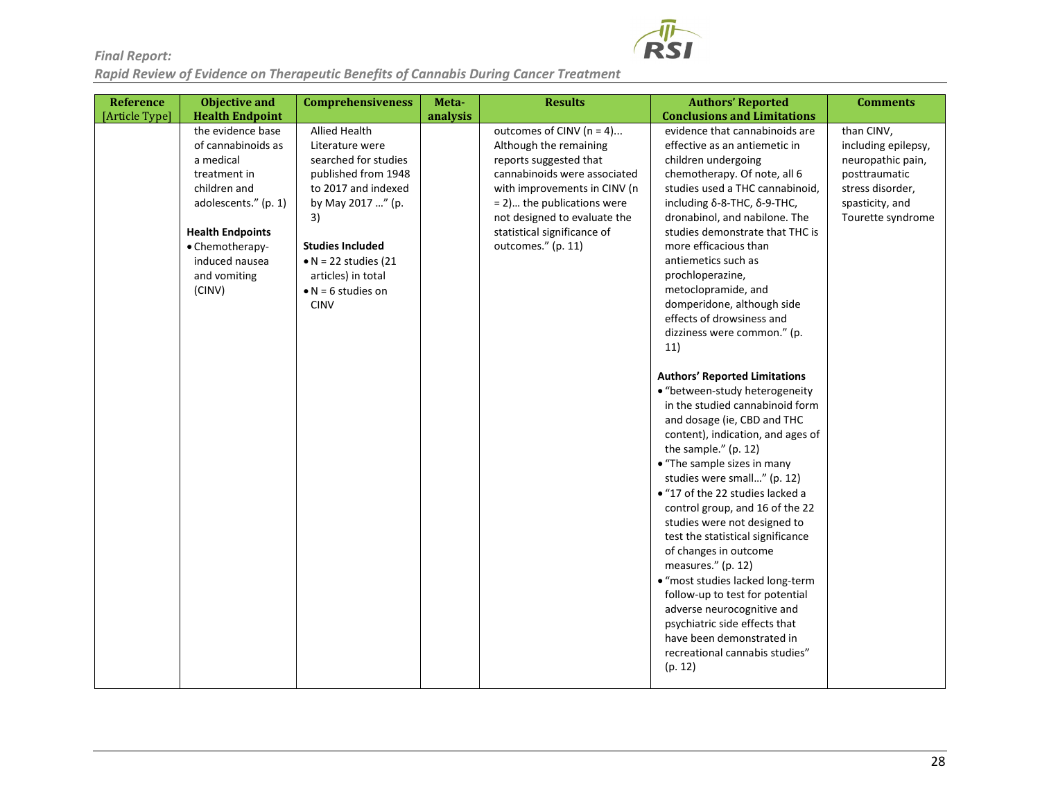| Reference [Article Type] | Objective and Health Endpoint | Comprehensiveness | Meta-analysis | Results | Authors' Reported Conclusions and Limitations | Comments |
|---|---|---|---|---|---|---|
| | the evidence base of cannabinoids as a medical treatment in children and adolescents." (p. 1)<br><br>**Health Endpoints**<br>• Chemotherapy-induced nausea and vomiting (CINV) | Allied Health Literature were searched for studies published from 1948 to 2017 and indexed by May 2017 …" (p. 3)<br><br>**Studies Included**<br>• N = 22 studies (21 articles) in total<br>• N = 6 studies on CINV | | outcomes of CINV (n = 4)... Although the remaining reports suggested that cannabinoids were associated with improvements in CINV (n = 2)… the publications were not designed to evaluate the statistical significance of outcomes." (p. 11) | evidence that cannabinoids are effective as an antiemetic in children undergoing chemotherapy. Of note, all 6 studies used a THC cannabinoid, including δ-8-THC, δ-9-THC, dronabinol, and nabilone. The studies demonstrate that THC is more efficacious than antiemetics such as prochloperazine, metoclopramide, and domperidone, although side effects of drowsiness and dizziness were common." (p. 11)<br><br>**Authors' Reported Limitations**<br>• "between-study heterogeneity in the studied cannabinoid form and dosage (ie, CBD and THC content), indication, and ages of the sample." (p. 12)<br>• "The sample sizes in many studies were small…" (p. 12)<br>• "17 of the 22 studies lacked a control group, and 16 of the 22 studies were not designed to test the statistical significance of changes in outcome measures." (p. 12)<br>• "most studies lacked long-term follow-up to test for potential adverse neurocognitive and psychiatric side effects that have been demonstrated in recreational cannabis studies" (p. 12) | than CINV, including epilepsy, neuropathic pain, posttraumatic stress disorder, spasticity, and Tourette syndrome |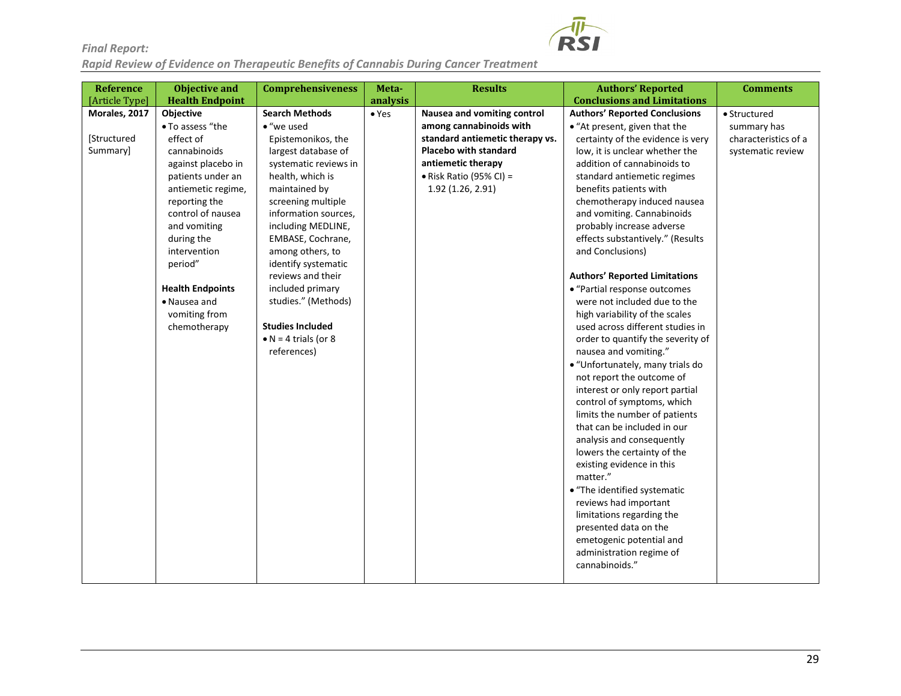| Reference [Article Type] | Objective and Health Endpoint | Comprehensiveness | Meta-analysis | Results | Authors' Reported Conclusions and Limitations | Comments |
|---|---|---|---|---|---|---|
| **Morales, 2017** <br><br> [Structured Summary] | **Objective** <br> • To assess "the effect of cannabinoids against placebo in patients under an antiemetic regime, reporting the control of nausea and vomiting during the intervention period" <br><br> **Health Endpoints** <br> • Nausea and vomiting from chemotherapy | **Search Methods** <br> • "we used Epistemonikos, the largest database of systematic reviews in health, which is maintained by screening multiple information sources, including MEDLINE, EMBASE, Cochrane, among others, to identify systematic reviews and their included primary studies." (Methods) <br><br> **Studies Included** <br> • N = 4 trials (or 8 references) | • Yes | **Nausea and vomiting control among cannabinoids with standard antiemetic therapy vs. Placebo with standard antiemetic therapy** <br> • Risk Ratio (95% CI) = 1.92 (1.26, 2.91) | **Authors' Reported Conclusions** <br> • "At present, given that the certainty of the evidence is very low, it is unclear whether the addition of cannabinoids to standard antiemetic regimes benefits patients with chemotherapy induced nausea and vomiting. Cannabinoids probably increase adverse effects substantively." (Results and Conclusions) <br><br> **Authors' Reported Limitations** <br> • "Partial response outcomes were not included due to the high variability of the scales used across different studies in order to quantify the severity of nausea and vomiting." <br> • "Unfortunately, many trials do not report the outcome of interest or only report partial control of symptoms, which limits the number of patients that can be included in our analysis and consequently lowers the certainty of the existing evidence in this matter." <br> • "The identified systematic reviews had important limitations regarding the presented data on the emetogenic potential and administration regime of cannabinoids." | • Structured summary has characteristics of a systematic review |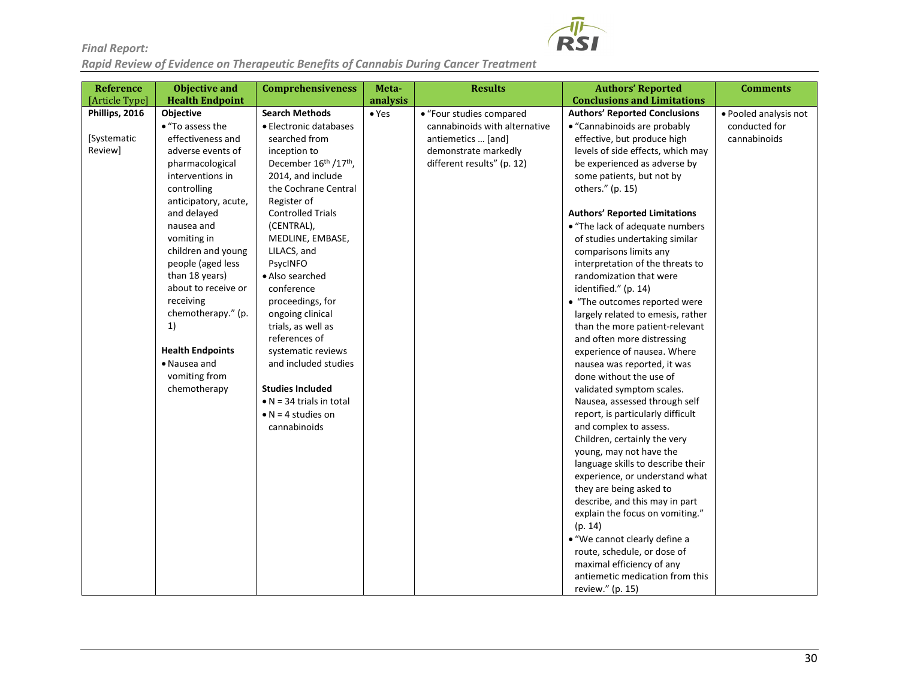| Reference [Article Type] | Objective and Health Endpoint | Comprehensiveness | Meta-analysis | Results | Authors' Reported Conclusions and Limitations | Comments |
|---|---|---|---|---|---|---|
| **Phillips, 2016**<br><br>[Systematic Review] | **Objective**<br>• "To assess the effectiveness and adverse events of pharmacological interventions in controlling anticipatory, acute, and delayed nausea and vomiting in children and young people (aged less than 18 years) about to receive or receiving chemotherapy." (p. 1)<br><br>**Health Endpoints**<br>• Nausea and vomiting from chemotherapy | **Search Methods**<br>• Electronic databases searched from inception to December 16th /17th, 2014, and include the Cochrane Central Register of Controlled Trials (CENTRAL), MEDLINE, EMBASE, LILACS, and PsycINFO<br>• Also searched conference proceedings, for ongoing clinical trials, as well as references of systematic reviews and included studies<br><br>**Studies Included**<br>• N = 34 trials in total<br>• N = 4 studies on cannabinoids | • Yes | • "Four studies compared cannabinoids with alternative antiemetics … [and] demonstrate markedly different results" (p. 12) | **Authors' Reported Conclusions**<br>• "Cannabinoids are probably effective, but produce high levels of side effects, which may be experienced as adverse by some patients, but not by others." (p. 15)<br><br>**Authors' Reported Limitations**<br>• "The lack of adequate numbers of studies undertaking similar comparisons limits any interpretation of the threats to randomization that were identified." (p. 14)<br>• "The outcomes reported were largely related to emesis, rather than the more patient-relevant and often more distressing experience of nausea. Where nausea was reported, it was done without the use of validated symptom scales. Nausea, assessed through self report, is particularly difficult and complex to assess. Children, certainly the very young, may not have the language skills to describe their experience, or understand what they are being asked to describe, and this may in part explain the focus on vomiting." (p. 14)<br>• "We cannot clearly define a route, schedule, or dose of maximal efficiency of any antiemetic medication from this review." (p. 15) | • Pooled analysis not conducted for cannabinoids |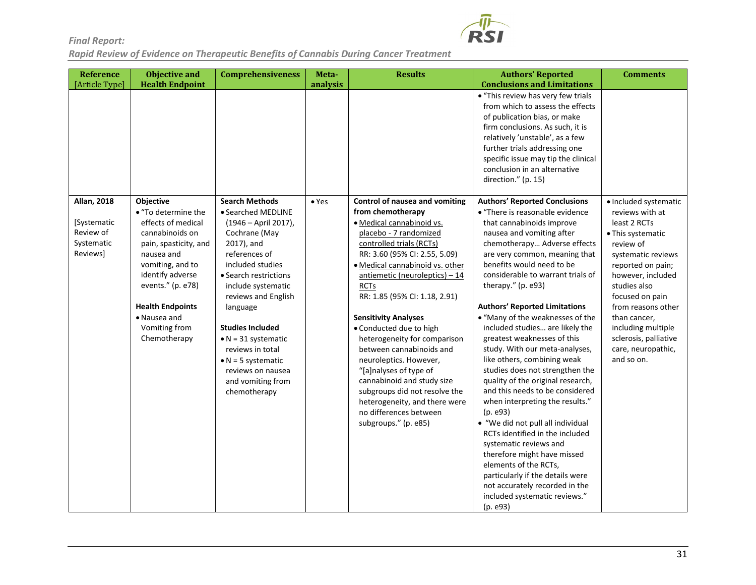| Reference [Article Type] | Objective and Health Endpoint | Comprehensiveness | Meta-analysis | Results | Authors' Reported Conclusions and Limitations | Comments |
|---|---|---|---|---|---|---|
| | | | | | • "This review has very few trials from which to assess the effects of publication bias, or make firm conclusions. As such, it is relatively 'unstable', as a few further trials addressing one specific issue may tip the clinical conclusion in an alternative direction." (p. 15) | |
| **Allan, 2018**<br><br>[Systematic Review of Systematic Reviews] | **Objective**<br>• "To determine the effects of medical cannabinoids on pain, spasticity, and nausea and vomiting, and to identify adverse events." (p. e78)<br><br>**Health Endpoints**<br>• Nausea and Vomiting from Chemotherapy | **Search Methods**<br>• Searched MEDLINE (1946 – April 2017), Cochrane (May 2017), and references of included studies<br>• Search restrictions include systematic reviews and English language<br><br>**Studies Included**<br>• N = 31 systematic reviews in total<br>• N = 5 systematic reviews on nausea and vomiting from chemotherapy | • Yes | **Control of nausea and vomiting from chemotherapy**<br>• Medical cannabinoid vs. placebo - 7 randomized controlled trials (RCTs)<br>RR: 3.60 (95% CI: 2.55, 5.09)<br>• Medical cannabinoid vs. other antiemetic (neuroleptics) – 14 RCTs<br>RR: 1.85 (95% CI: 1.18, 2.91)<br><br>**Sensitivity Analyses**<br>• Conducted due to high heterogeneity for comparison between cannabinoids and neuroleptics. However, "[a]nalyses of type of cannabinoid and study size subgroups did not resolve the heterogeneity, and there were no differences between subgroups." (p. e85) | **Authors' Reported Conclusions**<br>• "There is reasonable evidence that cannabinoids improve nausea and vomiting after chemotherapy… Adverse effects are very common, meaning that benefits would need to be considerable to warrant trials of therapy." (p. e93)<br><br>**Authors' Reported Limitations**<br>• "Many of the weaknesses of the included studies… are likely the greatest weaknesses of this study. With our meta-analyses, like others, combining weak studies does not strengthen the quality of the original research, and this needs to be considered when interpreting the results." (p. e93)<br>• "We did not pull all individual RCTs identified in the included systematic reviews and therefore might have missed elements of the RCTs, particularly if the details were not accurately recorded in the included systematic reviews." (p. e93) | • Included systematic reviews with at least 2 RCTs<br>• This systematic review of systematic reviews reported on pain; however, included studies also focused on pain from reasons other than cancer, including multiple sclerosis, palliative care, neuropathic, and so on. |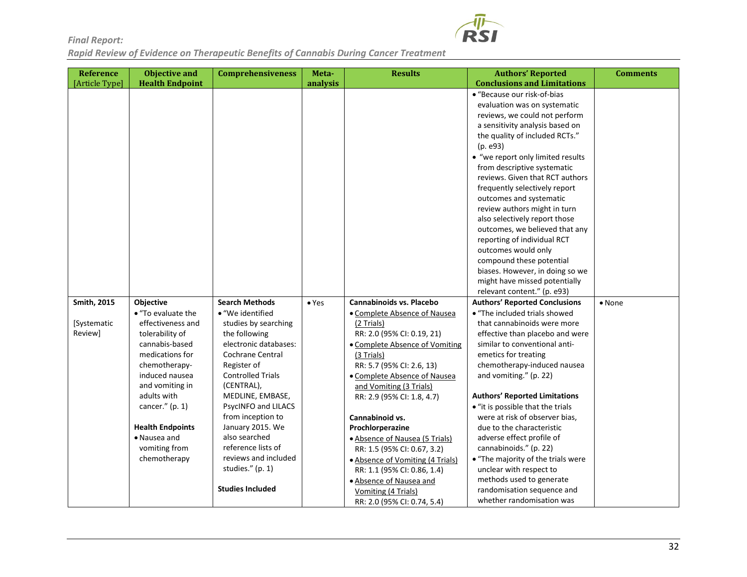| Reference [Article Type] | Objective and Health Endpoint | Comprehensiveness | Meta-analysis | Results | Authors' Reported Conclusions and Limitations | Comments |
|---|---|---|---|---|---|---|
| | | | | | • "Because our risk-of-bias evaluation was on systematic reviews, we could not perform a sensitivity analysis based on the quality of included RCTs." (p. e93)<br>• "we report only limited results from descriptive systematic reviews. Given that RCT authors frequently selectively report outcomes and systematic review authors might in turn also selectively report those outcomes, we believed that any reporting of individual RCT outcomes would only compound these potential biases. However, in doing so we might have missed potentially relevant content." (p. e93) | |
| **Smith, 2015**<br><br>[Systematic Review] | **Objective**<br>• "To evaluate the effectiveness and tolerability of cannabis-based medications for chemotherapy-induced nausea and vomiting in adults with cancer." (p. 1)<br><br>**Health Endpoints**<br>• Nausea and vomiting from chemotherapy | **Search Methods**<br>• "We identified studies by searching the following electronic databases: Cochrane Central Register of Controlled Trials (CENTRAL), MEDLINE, EMBASE, PsycINFO and LILACS from inception to January 2015. We also searched reference lists of reviews and included studies." (p. 1)<br><br>**Studies Included** | • Yes | **Cannabinoids vs. Placebo**<br>• Complete Absence of Nausea (2 Trials)<br>RR: 2.0 (95% CI: 0.19, 21)<br>• Complete Absence of Vomiting (3 Trials)<br>RR: 5.7 (95% CI: 2.6, 13)<br>• Complete Absence of Nausea and Vomiting (3 Trials)<br>RR: 2.9 (95% CI: 1.8, 4.7)<br><br>**Cannabinoid vs. Prochlorperazine**<br>• Absence of Nausea (5 Trials)<br>RR: 1.5 (95% CI: 0.67, 3.2)<br>• Absence of Vomiting (4 Trials)<br>RR: 1.1 (95% CI: 0.86, 1.4)<br>• Absence of Nausea and Vomiting (4 Trials)<br>RR: 2.0 (95% CI: 0.74, 5.4) | **Authors' Reported Conclusions**<br>• "The included trials showed that cannabinoids were more effective than placebo and were similar to conventional anti-emetics for treating chemotherapy-induced nausea and vomiting." (p. 22)<br><br>**Authors' Reported Limitations**<br>• "it is possible that the trials were at risk of observer bias, due to the characteristic adverse effect profile of cannabinoids." (p. 22)<br>• "The majority of the trials were unclear with respect to methods used to generate randomisation sequence and whether randomisation was | • None |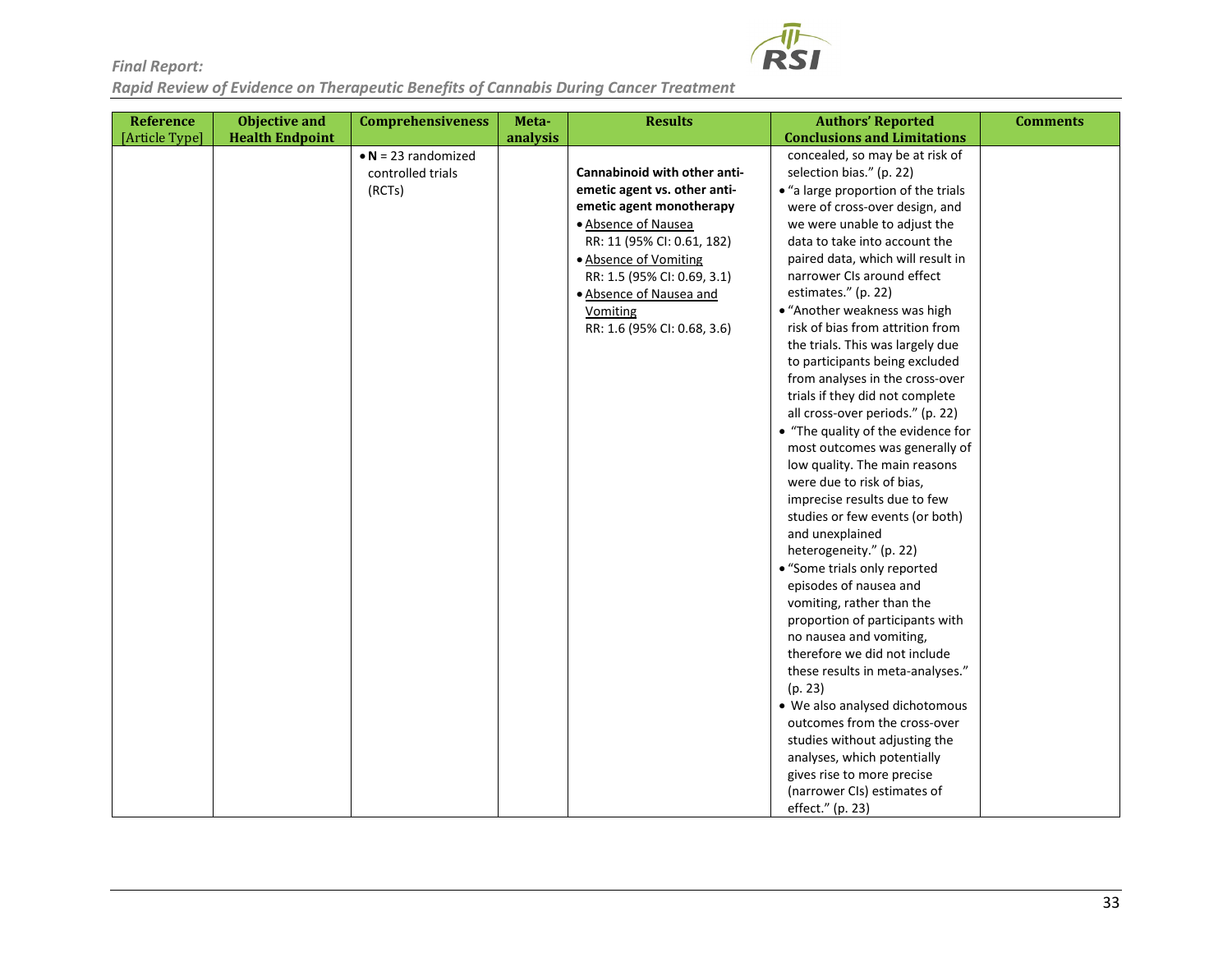| Reference [Article Type] | Objective and Health Endpoint | Comprehensiveness | Meta-analysis | Results | Authors' Reported Conclusions and Limitations | Comments |
|---|---|---|---|---|---|---|
| | | • **N** = 23 randomized controlled trials (RCTs) | | **Cannabinoid with other anti-emetic agent vs. other anti-emetic agent monotherapy**<br>• Absence of Nausea<br>RR: 11 (95% CI: 0.61, 182)<br>• Absence of Vomiting<br>RR: 1.5 (95% CI: 0.69, 3.1)<br>• Absence of Nausea and Vomiting<br>RR: 1.6 (95% CI: 0.68, 3.6) | concealed, so may be at risk of selection bias." (p. 22)<br>• "a large proportion of the trials were of cross-over design, and we were unable to adjust the data to take into account the paired data, which will result in narrower CIs around effect estimates." (p. 22)<br>• "Another weakness was high risk of bias from attrition from the trials. This was largely due to participants being excluded from analyses in the cross-over trials if they did not complete all cross-over periods." (p. 22)<br>• "The quality of the evidence for most outcomes was generally of low quality. The main reasons were due to risk of bias, imprecise results due to few studies or few events (or both) and unexplained heterogeneity." (p. 22)<br>• "Some trials only reported episodes of nausea and vomiting, rather than the proportion of participants with no nausea and vomiting, therefore we did not include these results in meta-analyses." (p. 23)<br>• We also analysed dichotomous outcomes from the cross-over studies without adjusting the analyses, which potentially gives rise to more precise (narrower CIs) estimates of effect." (p. 23) | |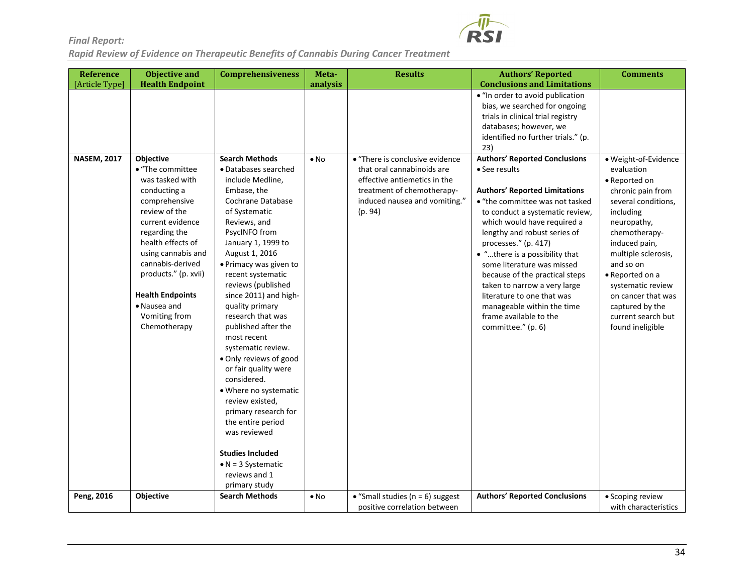| Reference [Article Type] | Objective and Health Endpoint | Comprehensiveness | Meta-analysis | Results | Authors' Reported Conclusions and Limitations | Comments |
|---|---|---|---|---|---|---|
| | | | | | • "In order to avoid publication bias, we searched for ongoing trials in clinical trial registry databases; however, we identified no further trials." (p. 23) | |
| **NASEM, 2017** | **Objective**<br>• "The committee was tasked with conducting a comprehensive review of the current evidence regarding the health effects of using cannabis and cannabis-derived products." (p. xvii)<br><br>**Health Endpoints**<br>• Nausea and Vomiting from Chemotherapy | **Search Methods**<br>• Databases searched include Medline, Embase, the Cochrane Database of Systematic Reviews, and PsycINFO from January 1, 1999 to August 1, 2016<br>• Primacy was given to recent systematic reviews (published since 2011) and high-quality primary research that was published after the most recent systematic review.<br>• Only reviews of good or fair quality were considered.<br>• Where no systematic review existed, primary research for the entire period was reviewed<br><br>**Studies Included**<br>• N = 3 Systematic reviews and 1 primary study | • No | • "There is conclusive evidence that oral cannabinoids are effective antiemetics in the treatment of chemotherapy-induced nausea and vomiting." (p. 94) | **Authors' Reported Conclusions**<br>• See results<br><br>**Authors' Reported Limitations**<br>• "the committee was not tasked to conduct a systematic review, which would have required a lengthy and robust series of processes." (p. 417)<br>• "…there is a possibility that some literature was missed because of the practical steps taken to narrow a very large literature to one that was manageable within the time frame available to the committee." (p. 6) | • Weight-of-Evidence evaluation<br>• Reported on chronic pain from several conditions, including neuropathy, chemotherapy-induced pain, multiple sclerosis, and so on<br>• Reported on a systematic review on cancer that was captured by the current search but found ineligible |
| **Peng, 2016** | **Objective** | **Search Methods** | • No | • "Small studies (n = 6) suggest positive correlation between | **Authors' Reported Conclusions** | • Scoping review with characteristics |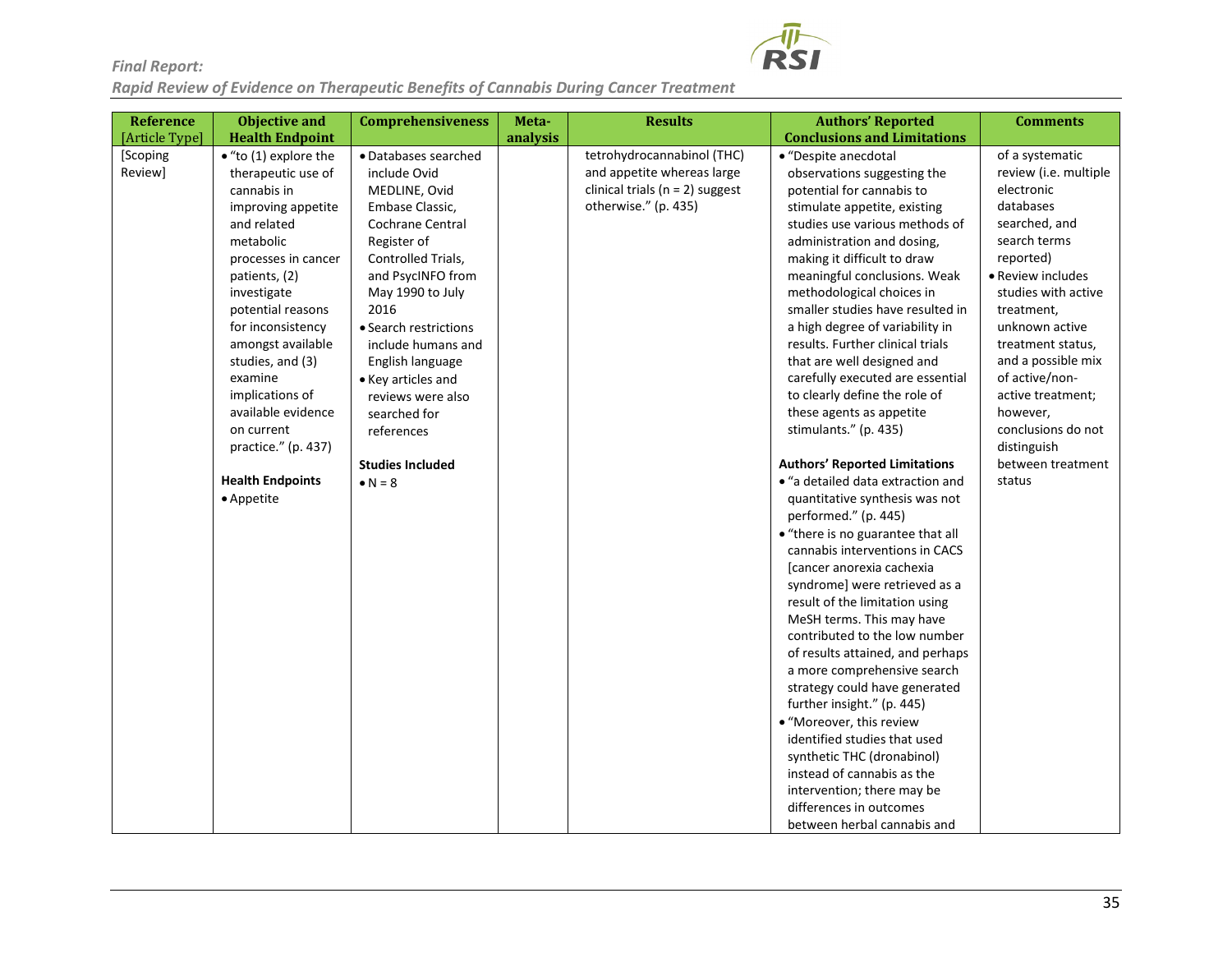| Reference [Article Type] | Objective and Health Endpoint | Comprehensiveness | Meta-analysis | Results | Authors' Reported Conclusions and Limitations | Comments |
|---|---|---|---|---|---|---|
| [Scoping Review] | • "to (1) explore the therapeutic use of cannabis in improving appetite and related metabolic processes in cancer patients, (2) investigate potential reasons for inconsistency amongst available studies, and (3) examine implications of available evidence on current practice." (p. 437)<br><br>**Health Endpoints**<br>• Appetite | • Databases searched include Ovid MEDLINE, Ovid Embase Classic, Cochrane Central Register of Controlled Trials, and PsycINFO from May 1990 to July 2016<br>• Search restrictions include humans and English language<br>• Key articles and reviews were also searched for references<br><br>**Studies Included**<br>• N = 8 | | tetrohydrocannabinol (THC) and appetite whereas large clinical trials (n = 2) suggest otherwise." (p. 435) | • "Despite anecdotal observations suggesting the potential for cannabis to stimulate appetite, existing studies use various methods of administration and dosing, making it difficult to draw meaningful conclusions. Weak methodological choices in smaller studies have resulted in a high degree of variability in results. Further clinical trials that are well designed and carefully executed are essential to clearly define the role of these agents as appetite stimulants." (p. 435)<br><br>**Authors' Reported Limitations**<br>• "a detailed data extraction and quantitative synthesis was not performed." (p. 445)<br>• "there is no guarantee that all cannabis interventions in CACS [cancer anorexia cachexia syndrome] were retrieved as a result of the limitation using MeSH terms. This may have contributed to the low number of results attained, and perhaps a more comprehensive search strategy could have generated further insight." (p. 445)<br>• "Moreover, this review identified studies that used synthetic THC (dronabinol) instead of cannabis as the intervention; there may be differences in outcomes between herbal cannabis and | of a systematic review (i.e. multiple electronic databases searched, and search terms reported)<br>• Review includes studies with active treatment, unknown active treatment status, and a possible mix of active/non-active treatment; however, conclusions do not distinguish between treatment status |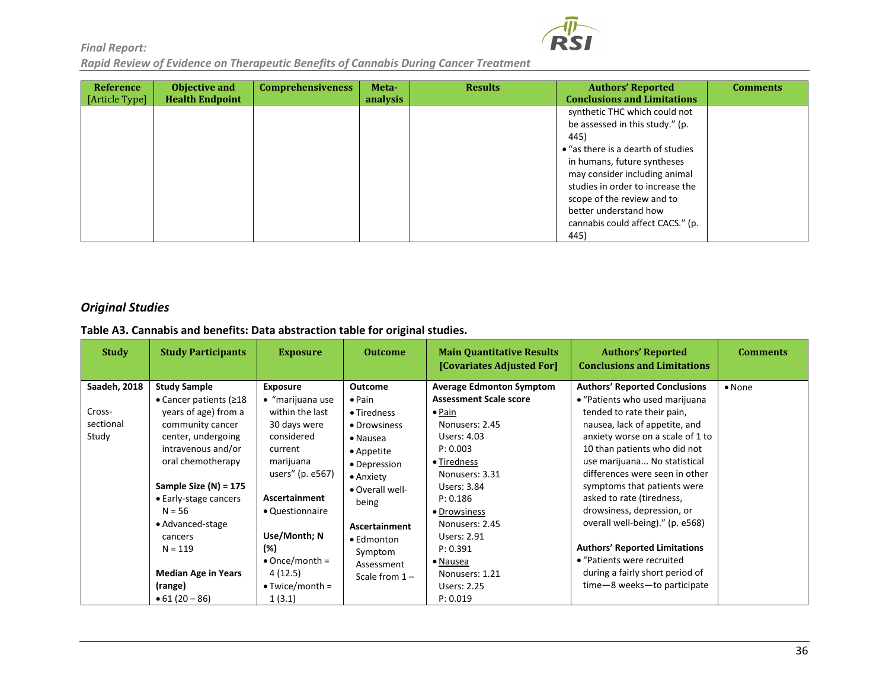| Reference [Article Type] | Objective and Health Endpoint | Comprehensiveness | Meta-analysis | Results | Authors' Reported Conclusions and Limitations | Comments |
|---|---|---|---|---|---|---|
| | | | | | synthetic THC which could not be assessed in this study." (p. 445)<br>• "as there is a dearth of studies in humans, future syntheses may consider including animal studies in order to increase the scope of the review and to better understand how cannabis could affect CACS." (p. 445) | |

## Original Studies

### Table A3. Cannabis and benefits: Data abstraction table for original studies.

| Study | Study Participants | Exposure | Outcome | Main Quantitative Results [Covariates Adjusted For] | Authors' Reported Conclusions and Limitations | Comments |
|---|---|---|---|---|---|---|
| **Saadeh, 2018**<br><br>Cross-sectional Study | **Study Sample**<br>• Cancer patients (≥18 years of age) from a community cancer center, undergoing intravenous and/or oral chemotherapy<br><br>**Sample Size (N) = 175**<br>• Early-stage cancers N = 56<br>• Advanced-stage cancers N = 119<br><br>**Median Age in Years (range)**<br>• 61 (20 – 86) | **Exposure**<br>• "marijuana use within the last 30 days were considered current marijuana users" (p. e567)<br><br>**Ascertainment**<br>• Questionnaire<br><br>**Use/Month; N (%)**<br>• Once/month = 4 (12.5)<br>• Twice/month = 1 (3.1) | **Outcome**<br>• Pain<br>• Tiredness<br>• Drowsiness<br>• Nausea<br>• Appetite<br>• Depression<br>• Anxiety<br>• Overall well-being<br><br>**Ascertainment**<br>• Edmonton Symptom Assessment Scale from 1 – | **Average Edmonton Symptom Assessment Scale score**<br>• Pain<br>Nonusers: 2.45<br>Users: 4.03<br>P: 0.003<br>• Tiredness<br>Nonusers: 3.31<br>Users: 3.84<br>P: 0.186<br>• Drowsiness<br>Nonusers: 2.45<br>Users: 2.91<br>P: 0.391<br>• Nausea<br>Nonusers: 1.21<br>Users: 2.25<br>P: 0.019 | **Authors' Reported Conclusions**<br>• "Patients who used marijuana tended to rate their pain, nausea, lack of appetite, and anxiety worse on a scale of 1 to 10 than patients who did not use marijuana... No statistical differences were seen in other symptoms that patients were asked to rate (tiredness, drowsiness, depression, or overall well-being)." (p. e568)<br><br>**Authors' Reported Limitations**<br>• "Patients were recruited during a fairly short period of time—8 weeks—to participate | • None |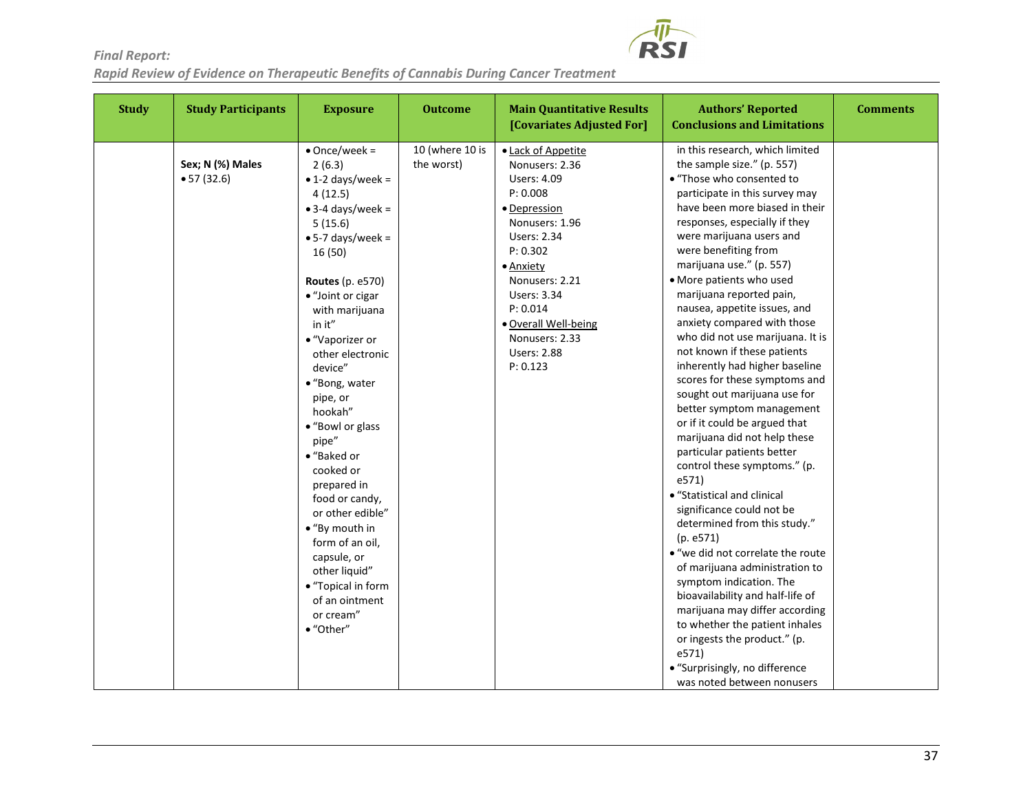| Study | Study Participants | Exposure | Outcome | Main Quantitative Results [Covariates Adjusted For] | Authors' Reported Conclusions and Limitations | Comments |
|---|---|---|---|---|---|---|
| | **Sex; N (%) Males**<br>• 57 (32.6) | • Once/week = 2 (6.3)<br>• 1-2 days/week = 4 (12.5)<br>• 3-4 days/week = 5 (15.6)<br>• 5-7 days/week = 16 (50)<br><br>**Routes** (p. e570)<br>• "Joint or cigar with marijuana in it"<br>• "Vaporizer or other electronic device"<br>• "Bong, water pipe, or hookah"<br>• "Bowl or glass pipe"<br>• "Baked or cooked or prepared in food or candy, or other edible"<br>• "By mouth in form of an oil, capsule, or other liquid"<br>• "Topical in form of an ointment or cream"<br>• "Other" | 10 (where 10 is the worst) | • <u>Lack of Appetite</u><br>Nonusers: 2.36<br>Users: 4.09<br>P: 0.008<br>• <u>Depression</u><br>Nonusers: 1.96<br>Users: 2.34<br>P: 0.302<br>• <u>Anxiety</u><br>Nonusers: 2.21<br>Users: 3.34<br>P: 0.014<br>• <u>Overall Well-being</u><br>Nonusers: 2.33<br>Users: 2.88<br>P: 0.123 | in this research, which limited the sample size." (p. 557)<br>• "Those who consented to participate in this survey may have been more biased in their responses, especially if they were marijuana users and were benefiting from marijuana use." (p. 557)<br>• More patients who used marijuana reported pain, nausea, appetite issues, and anxiety compared with those who did not use marijuana. It is not known if these patients inherently had higher baseline scores for these symptoms and sought out marijuana use for better symptom management or if it could be argued that marijuana did not help these particular patients better control these symptoms." (p. e571)<br>• "Statistical and clinical significance could not be determined from this study." (p. e571)<br>• "we did not correlate the route of marijuana administration to symptom indication. The bioavailability and half-life of marijuana may differ according to whether the patient inhales or ingests the product." (p. e571)<br>• "Surprisingly, no difference was noted between nonusers | |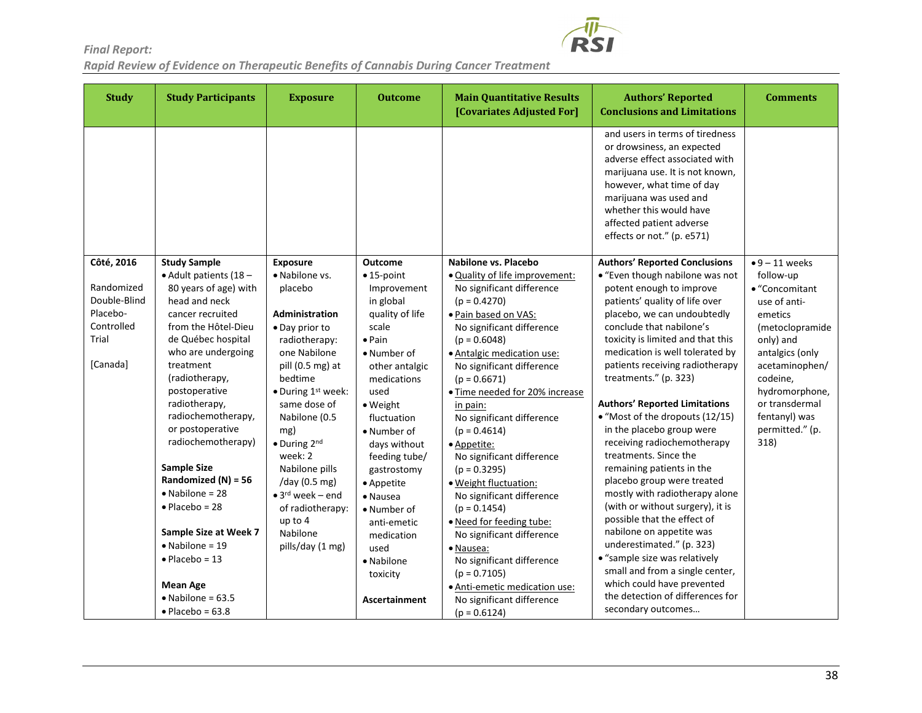| Study | Study Participants | Exposure | Outcome | Main Quantitative Results [Covariates Adjusted For] | Authors' Reported Conclusions and Limitations | Comments |
|---|---|---|---|---|---|---|
| | | | | | and users in terms of tiredness or drowsiness, an expected adverse effect associated with marijuana use. It is not known, however, what time of day marijuana was used and whether this would have affected patient adverse effects or not." (p. e571) | |
| **Côté, 2016**<br><br>Randomized Double-Blind Placebo-Controlled Trial<br><br>[Canada] | **Study Sample**<br>• Adult patients (18 – 80 years of age) with head and neck cancer recruited from the Hôtel-Dieu de Québec hospital who are undergoing treatment (radiotherapy, postoperative radiotherapy, radiochemotherapy, or postoperative radiochemotherapy)<br><br>**Sample Size Randomized (N) = 56**<br>• Nabilone = 28<br>• Placebo = 28<br><br>**Sample Size at Week 7**<br>• Nabilone = 19<br>• Placebo = 13<br><br>**Mean Age**<br>• Nabilone = 63.5<br>• Placebo = 63.8 | **Exposure**<br>• Nabilone vs. placebo<br><br>**Administration**<br>• Day prior to radiotherapy: one Nabilone pill (0.5 mg) at bedtime<br>• During 1st week: same dose of Nabilone (0.5 mg)<br>• During 2nd week: 2 Nabilone pills /day (0.5 mg)<br>• 3rd week – end of radiotherapy: up to 4 Nabilone pills/day (1 mg) | **Outcome**<br>• 15-point Improvement in global quality of life scale<br>• Pain<br>• Number of other antalgic medications used<br>• Weight fluctuation<br>• Number of days without feeding tube/ gastrostomy<br>• Appetite<br>• Nausea<br>• Number of anti-emetic medication used<br>• Nabilone toxicity<br><br>**Ascertainment** | **Nabilone vs. Placebo**<br>• Quality of life improvement: No significant difference ($p = 0.4270$)<br>• Pain based on VAS: No significant difference ($p = 0.6048$)<br>• Antalgic medication use: No significant difference ($p = 0.6671$)<br>• Time needed for 20% increase in pain: No significant difference ($p = 0.4614$)<br>• Appetite: No significant difference ($p = 0.3295$)<br>• Weight fluctuation: No significant difference ($p = 0.1454$)<br>• Need for feeding tube: No significant difference<br>• Nausea: No significant difference ($p = 0.7105$)<br>• Anti-emetic medication use: No significant difference ($p = 0.6124$) | **Authors' Reported Conclusions**<br>• "Even though nabilone was not potent enough to improve patients' quality of life over placebo, we can undoubtedly conclude that nabilone's toxicity is limited and that this medication is well tolerated by patients receiving radiotherapy treatments." (p. 323)<br><br>**Authors' Reported Limitations**<br>• "Most of the dropouts (12/15) in the placebo group were receiving radiochemotherapy treatments. Since the remaining patients in the placebo group were treated mostly with radiotherapy alone (with or without surgery), it is possible that the effect of nabilone on appetite was underestimated." (p. 323)<br>• "sample size was relatively small and from a single center, which could have prevented the detection of differences for secondary outcomes… | • 9 – 11 weeks follow-up<br>• "Concomitant use of anti-emetics (metoclopramide only) and antalgics (only acetaminophen/ codeine, hydromorphone, or transdermal fentanyl) was permitted." (p. 318) |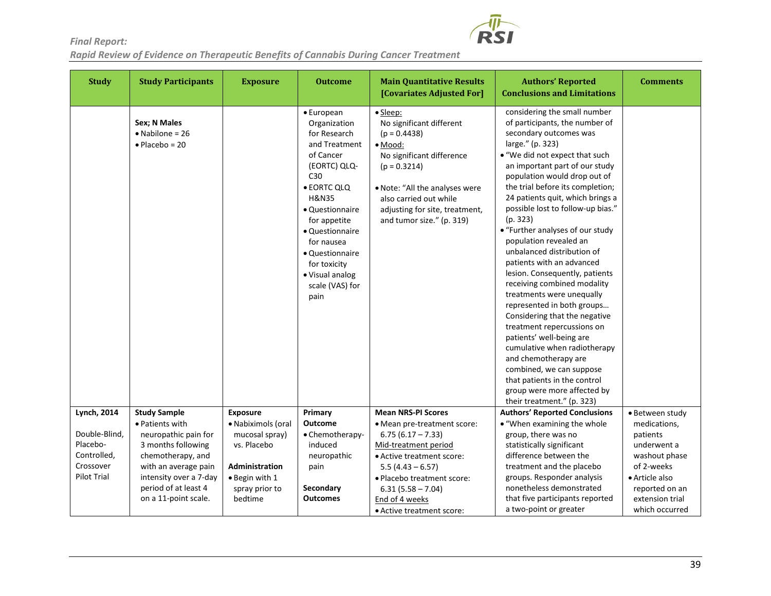| Study | Study Participants | Exposure | Outcome | Main Quantitative Results [Covariates Adjusted For] | Authors' Reported Conclusions and Limitations | Comments |
|---|---|---|---|---|---|---|
| | **Sex; N Males**<br>• Nabilone = 26<br>• Placebo = 20 | | • European Organization for Research and Treatment of Cancer (EORTC) QLQ-C30<br>• EORTC QLQ H&N35<br>• Questionnaire for appetite<br>• Questionnaire for nausea<br>• Questionnaire for toxicity<br>• Visual analog scale (VAS) for pain | • Sleep:<br>No significant different ($p = 0.4438$)<br>• Mood:<br>No significant difference ($p = 0.3214$)<br><br>• Note: "All the analyses were also carried out while adjusting for site, treatment, and tumor size." (p. 319) | considering the small number of participants, the number of secondary outcomes was large." (p. 323)<br>• "We did not expect that such an important part of our study population would drop out of the trial before its completion; 24 patients quit, which brings a possible lost to follow-up bias." (p. 323)<br>• "Further analyses of our study population revealed an unbalanced distribution of patients with an advanced lesion. Consequently, patients receiving combined modality treatments were unequally represented in both groups… Considering that the negative treatment repercussions on patients' well-being are cumulative when radiotherapy and chemotherapy are combined, we can suppose that patients in the control group were more affected by their treatment." (p. 323) | |
| **Lynch, 2014**<br><br>Double-Blind, Placebo-Controlled, Crossover Pilot Trial | **Study Sample**<br>• Patients with neuropathic pain for 3 months following chemotherapy, and with an average pain intensity over a 7-day period of at least 4 on a 11-point scale. | **Exposure**<br>• Nabiximols (oral mucosal spray) vs. Placebo<br><br>**Administration**<br>• Begin with 1 spray prior to bedtime | **Primary Outcome**<br>• Chemotherapy-induced neuropathic pain<br><br>**Secondary Outcomes** | **Mean NRS-PI Scores**<br>• Mean pre-treatment score: 6.75 (6.17 – 7.33)<br>Mid-treatment period<br>• Active treatment score: 5.5 (4.43 – 6.57)<br>• Placebo treatment score: 6.31 (5.58 – 7.04)<br>End of 4 weeks<br>• Active treatment score: | **Authors' Reported Conclusions**<br>• "When examining the whole group, there was no statistically significant difference between the treatment and the placebo groups. Responder analysis nonetheless demonstrated that five participants reported a two-point or greater | • Between study medications, patients underwent a washout phase of 2-weeks<br>• Article also reported on an extension trial which occurred |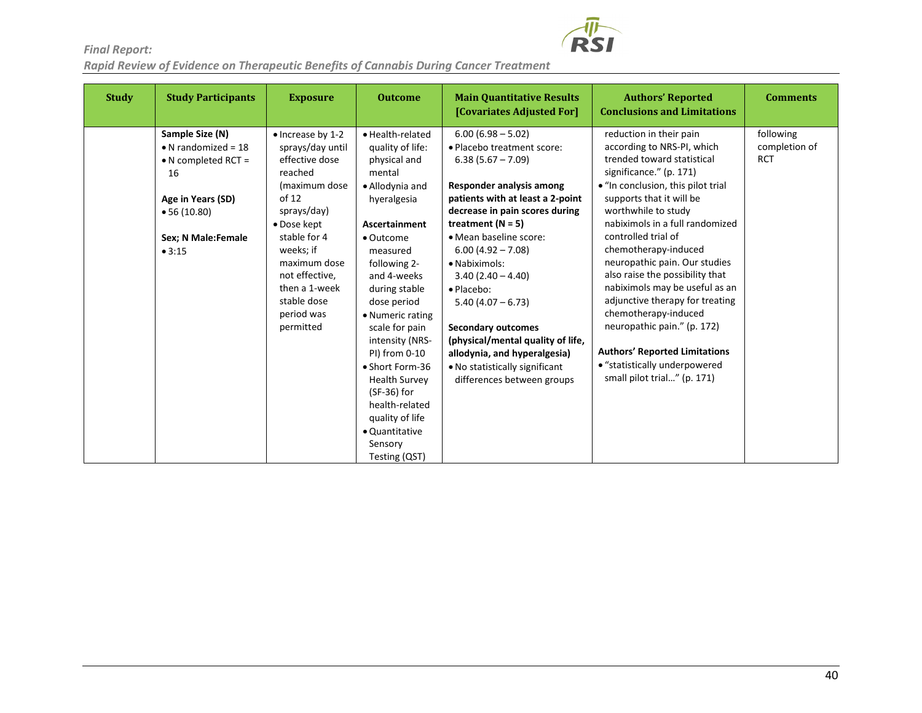| Study | Study Participants | Exposure | Outcome | Main Quantitative Results [Covariates Adjusted For] | Authors' Reported Conclusions and Limitations | Comments |
|---|---|---|---|---|---|---|
| | **Sample Size (N)**<br>• N randomized = 18<br>• N completed RCT = 16<br><br>**Age in Years (SD)**<br>• 56 (10.80)<br><br>**Sex; N Male:Female**<br>• 3:15 | • Increase by 1-2 sprays/day until effective dose reached (maximum dose of 12 sprays/day)<br>• Dose kept stable for 4 weeks; if maximum dose not effective, then a 1-week stable dose period was permitted | • Health-related quality of life: physical and mental<br>• Allodynia and hyeralgesia<br><br>**Ascertainment**<br>• Outcome measured following 2- and 4-weeks during stable dose period<br>• Numeric rating scale for pain intensity (NRS-PI) from 0-10<br>• Short Form-36 Health Survey (SF-36) for health-related quality of life<br>• Quantitative Sensory Testing (QST) | 6.00 (6.98 – 5.02)<br>• Placebo treatment score: 6.38 (5.67 – 7.09)<br><br>**Responder analysis among patients with at least a 2-point decrease in pain scores during treatment (N = 5)**<br>• Mean baseline score: 6.00 (4.92 – 7.08)<br>• Nabiximols: 3.40 (2.40 – 4.40)<br>• Placebo: 5.40 (4.07 – 6.73)<br><br>**Secondary outcomes (physical/mental quality of life, allodynia, and hyperalgesia)**<br>• No statistically significant differences between groups | reduction in their pain according to NRS-PI, which trended toward statistical significance." (p. 171)<br>• "In conclusion, this pilot trial supports that it will be worthwhile to study nabiximols in a full randomized controlled trial of chemotherapy-induced neuropathic pain. Our studies also raise the possibility that nabiximols may be useful as an adjunctive therapy for treating chemotherapy-induced neuropathic pain." (p. 172)<br><br>**Authors' Reported Limitations**<br>• "statistically underpowered small pilot trial…" (p. 171) | following completion of RCT |